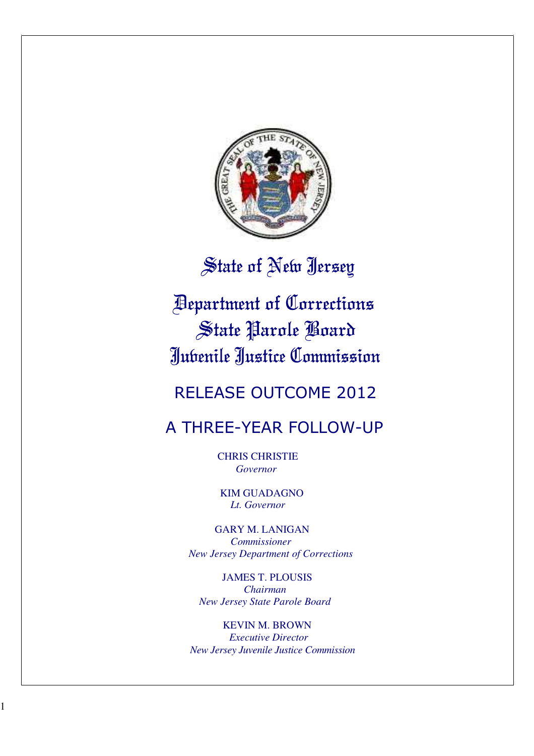State of New Jersey

Department of Corrections

State Parole Board

Juvenile Justice Commission

# RELEASE OUTCOME 2012

## A THREE-YEAR FOLLOW-UP

CHRIS CHRISTIE
*Governor*

KIM GUADAGNO
*Lt. Governor*

GARY M. LANIGAN
*Commissioner*
*New Jersey Department of Corrections*

JAMES T. PLOUSIS
*Chairman*
*New Jersey State Parole Board*

KEVIN M. BROWN
*Executive Director*
*New Jersey Juvenile Justice Commission*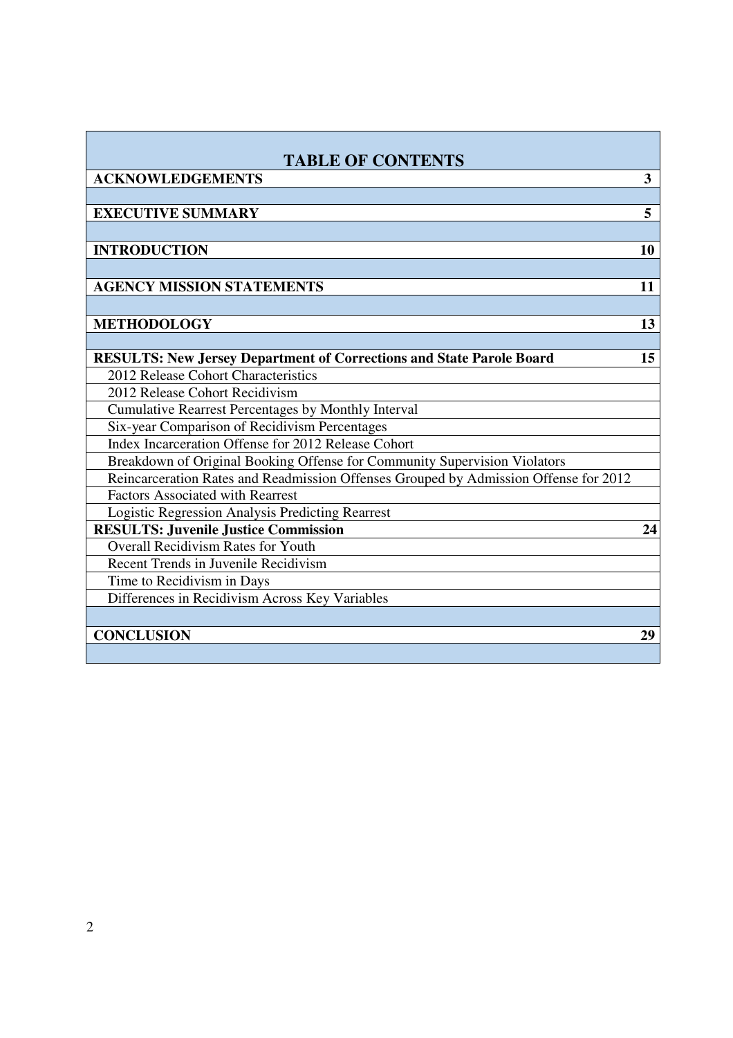# TABLE OF CONTENTS

| | |
|---|---|
| **ACKNOWLEDGEMENTS** | **3** |
| **EXECUTIVE SUMMARY** | **5** |
| **INTRODUCTION** | **10** |
| **AGENCY MISSION STATEMENTS** | **11** |
| **METHODOLOGY** | **13** |
| **RESULTS: New Jersey Department of Corrections and State Parole Board** | **15** |
| 2012 Release Cohort Characteristics | |
| 2012 Release Cohort Recidivism | |
| Cumulative Rearrest Percentages by Monthly Interval | |
| Six-year Comparison of Recidivism Percentages | |
| Index Incarceration Offense for 2012 Release Cohort | |
| Breakdown of Original Booking Offense for Community Supervision Violators | |
| Reincarceration Rates and Readmission Offenses Grouped by Admission Offense for 2012 | |
| Factors Associated with Rearrest | |
| Logistic Regression Analysis Predicting Rearrest | |
| **RESULTS: Juvenile Justice Commission** | **24** |
| Overall Recidivism Rates for Youth | |
| Recent Trends in Juvenile Recidivism | |
| Time to Recidivism in Days | |
| Differences in Recidivism Across Key Variables | |
| **CONCLUSION** | **29** |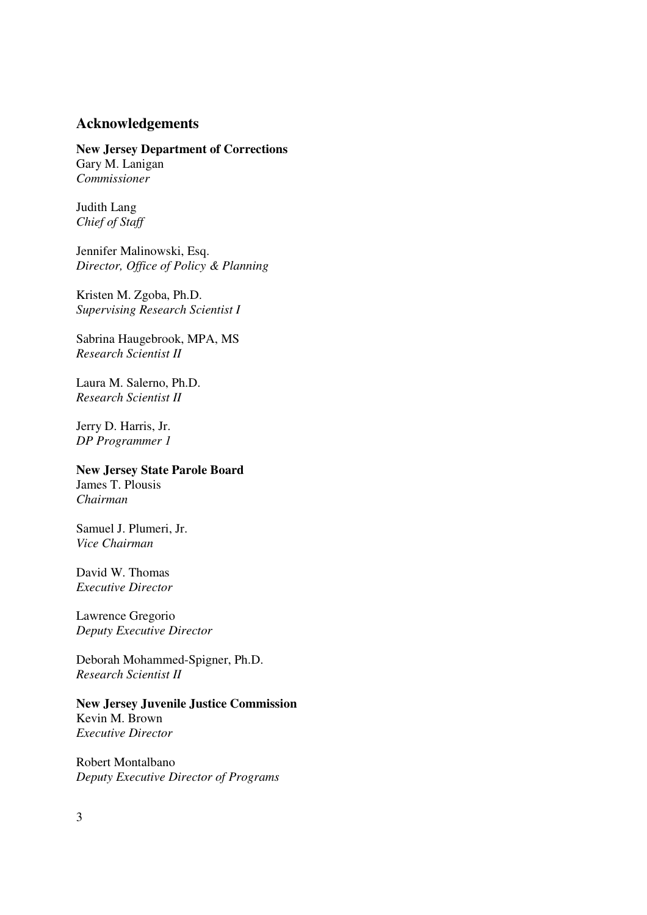## Acknowledgements

**New Jersey Department of Corrections**
Gary M. Lanigan
*Commissioner*

Judith Lang
*Chief of Staff*

Jennifer Malinowski, Esq.
*Director, Office of Policy & Planning*

Kristen M. Zgoba, Ph.D.
*Supervising Research Scientist I*

Sabrina Haugebrook, MPA, MS
*Research Scientist II*

Laura M. Salerno, Ph.D.
*Research Scientist II*

Jerry D. Harris, Jr.
*DP Programmer 1*

**New Jersey State Parole Board**
James T. Plousis
*Chairman*

Samuel J. Plumeri, Jr.
*Vice Chairman*

David W. Thomas
*Executive Director*

Lawrence Gregorio
*Deputy Executive Director*

Deborah Mohammed-Spigner, Ph.D.
*Research Scientist II*

**New Jersey Juvenile Justice Commission**
Kevin M. Brown
*Executive Director*

Robert Montalbano
*Deputy Executive Director of Programs*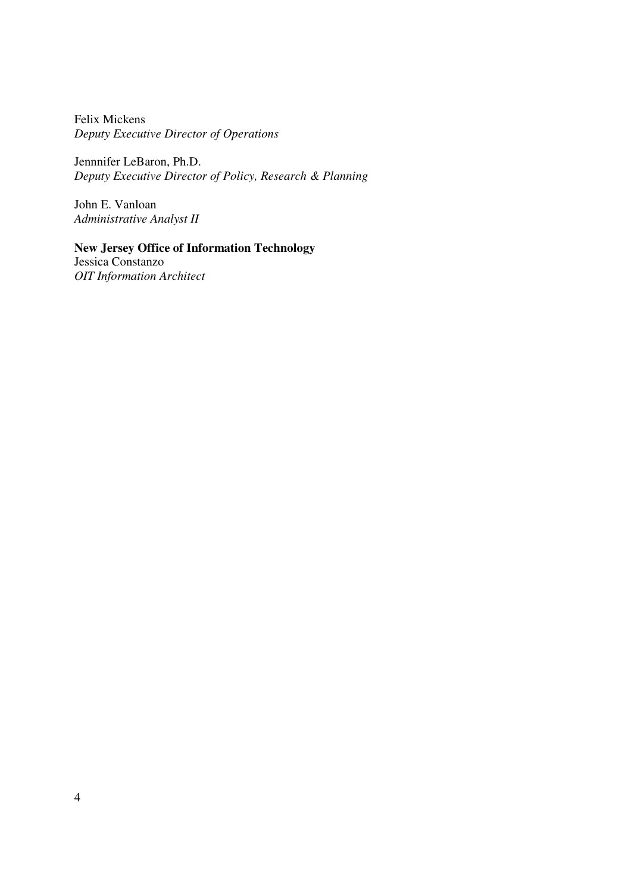Felix Mickens
*Deputy Executive Director of Operations*

Jennnifer LeBaron, Ph.D.
*Deputy Executive Director of Policy, Research & Planning*

John E. Vanloan
*Administrative Analyst II*

**New Jersey Office of Information Technology**
Jessica Constanzo
*OIT Information Architect*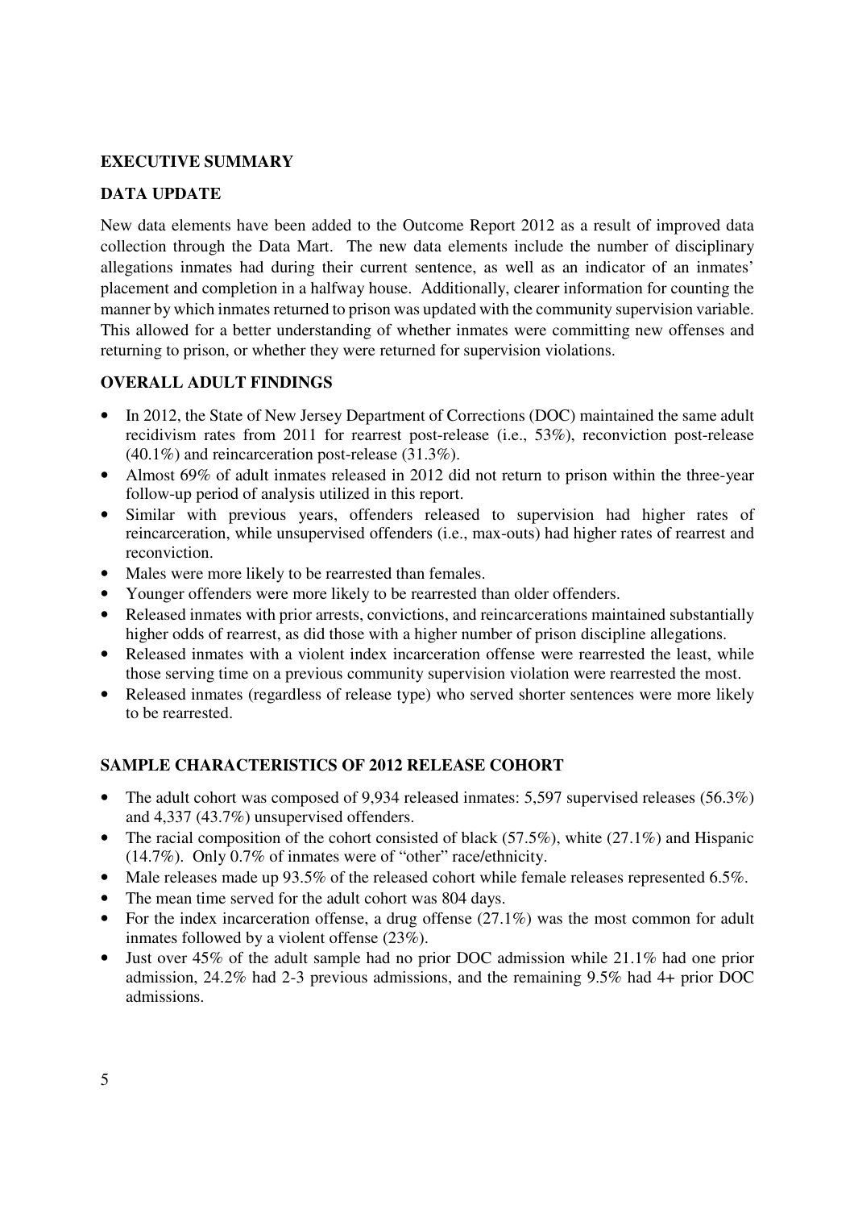## EXECUTIVE SUMMARY

### DATA UPDATE

New data elements have been added to the Outcome Report 2012 as a result of improved data collection through the Data Mart. The new data elements include the number of disciplinary allegations inmates had during their current sentence, as well as an indicator of an inmates' placement and completion in a halfway house. Additionally, clearer information for counting the manner by which inmates returned to prison was updated with the community supervision variable. This allowed for a better understanding of whether inmates were committing new offenses and returning to prison, or whether they were returned for supervision violations.

### OVERALL ADULT FINDINGS

- In 2012, the State of New Jersey Department of Corrections (DOC) maintained the same adult recidivism rates from 2011 for rearrest post-release (i.e., 53%), reconviction post-release (40.1%) and reincarceration post-release (31.3%).
- Almost 69% of adult inmates released in 2012 did not return to prison within the three-year follow-up period of analysis utilized in this report.
- Similar with previous years, offenders released to supervision had higher rates of reincarceration, while unsupervised offenders (i.e., max-outs) had higher rates of rearrest and reconviction.
- Males were more likely to be rearrested than females.
- Younger offenders were more likely to be rearrested than older offenders.
- Released inmates with prior arrests, convictions, and reincarcerations maintained substantially higher odds of rearrest, as did those with a higher number of prison discipline allegations.
- Released inmates with a violent index incarceration offense were rearrested the least, while those serving time on a previous community supervision violation were rearrested the most.
- Released inmates (regardless of release type) who served shorter sentences were more likely to be rearrested.

### SAMPLE CHARACTERISTICS OF 2012 RELEASE COHORT

- The adult cohort was composed of 9,934 released inmates: 5,597 supervised releases (56.3%) and 4,337 (43.7%) unsupervised offenders.
- The racial composition of the cohort consisted of black (57.5%), white (27.1%) and Hispanic (14.7%). Only 0.7% of inmates were of "other" race/ethnicity.
- Male releases made up 93.5% of the released cohort while female releases represented 6.5%.
- The mean time served for the adult cohort was 804 days.
- For the index incarceration offense, a drug offense (27.1%) was the most common for adult inmates followed by a violent offense (23%).
- Just over 45% of the adult sample had no prior DOC admission while 21.1% had one prior admission, 24.2% had 2-3 previous admissions, and the remaining 9.5% had 4+ prior DOC admissions.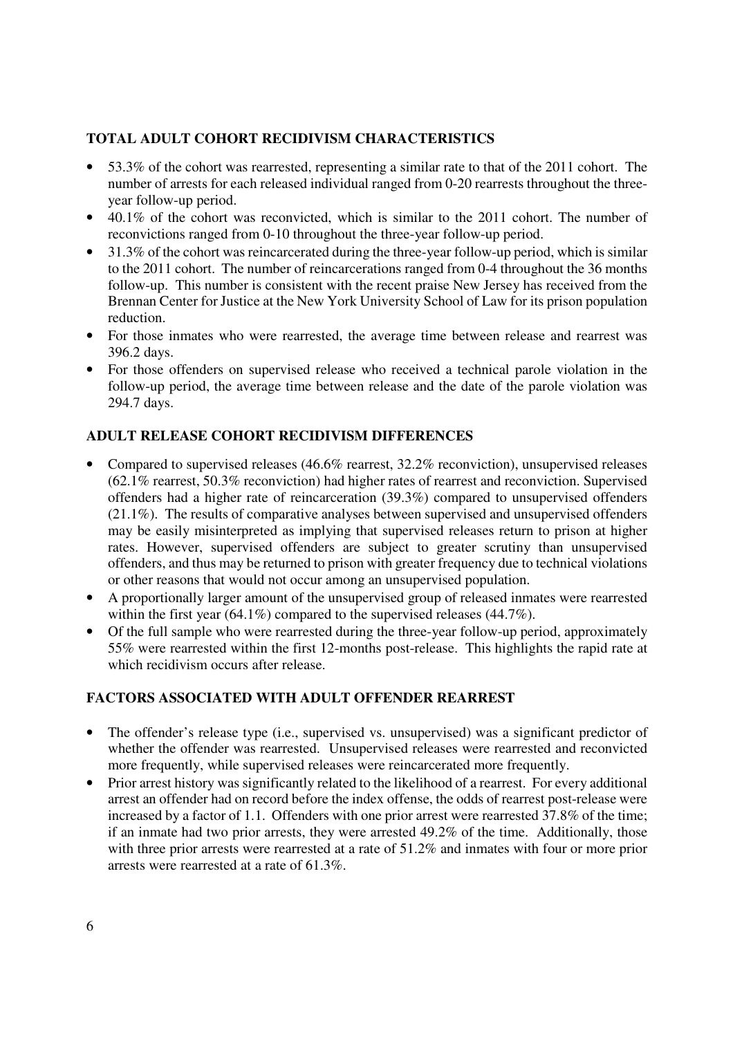## TOTAL ADULT COHORT RECIDIVISM CHARACTERISTICS

- 53.3% of the cohort was rearrested, representing a similar rate to that of the 2011 cohort. The number of arrests for each released individual ranged from 0-20 rearrests throughout the three-year follow-up period.
- 40.1% of the cohort was reconvicted, which is similar to the 2011 cohort. The number of reconvictions ranged from 0-10 throughout the three-year follow-up period.
- 31.3% of the cohort was reincarcerated during the three-year follow-up period, which is similar to the 2011 cohort. The number of reincarcerations ranged from 0-4 throughout the 36 months follow-up. This number is consistent with the recent praise New Jersey has received from the Brennan Center for Justice at the New York University School of Law for its prison population reduction.
- For those inmates who were rearrested, the average time between release and rearrest was 396.2 days.
- For those offenders on supervised release who received a technical parole violation in the follow-up period, the average time between release and the date of the parole violation was 294.7 days.

## ADULT RELEASE COHORT RECIDIVISM DIFFERENCES

- Compared to supervised releases (46.6% rearrest, 32.2% reconviction), unsupervised releases (62.1% rearrest, 50.3% reconviction) had higher rates of rearrest and reconviction. Supervised offenders had a higher rate of reincarceration (39.3%) compared to unsupervised offenders (21.1%). The results of comparative analyses between supervised and unsupervised offenders may be easily misinterpreted as implying that supervised releases return to prison at higher rates. However, supervised offenders are subject to greater scrutiny than unsupervised offenders, and thus may be returned to prison with greater frequency due to technical violations or other reasons that would not occur among an unsupervised population.
- A proportionally larger amount of the unsupervised group of released inmates were rearrested within the first year (64.1%) compared to the supervised releases (44.7%).
- Of the full sample who were rearrested during the three-year follow-up period, approximately 55% were rearrested within the first 12-months post-release. This highlights the rapid rate at which recidivism occurs after release.

## FACTORS ASSOCIATED WITH ADULT OFFENDER REARREST

- The offender's release type (i.e., supervised vs. unsupervised) was a significant predictor of whether the offender was rearrested. Unsupervised releases were rearrested and reconvicted more frequently, while supervised releases were reincarcerated more frequently.
- Prior arrest history was significantly related to the likelihood of a rearrest. For every additional arrest an offender had on record before the index offense, the odds of rearrest post-release were increased by a factor of 1.1. Offenders with one prior arrest were rearrested 37.8% of the time; if an inmate had two prior arrests, they were arrested 49.2% of the time. Additionally, those with three prior arrests were rearrested at a rate of 51.2% and inmates with four or more prior arrests were rearrested at a rate of 61.3%.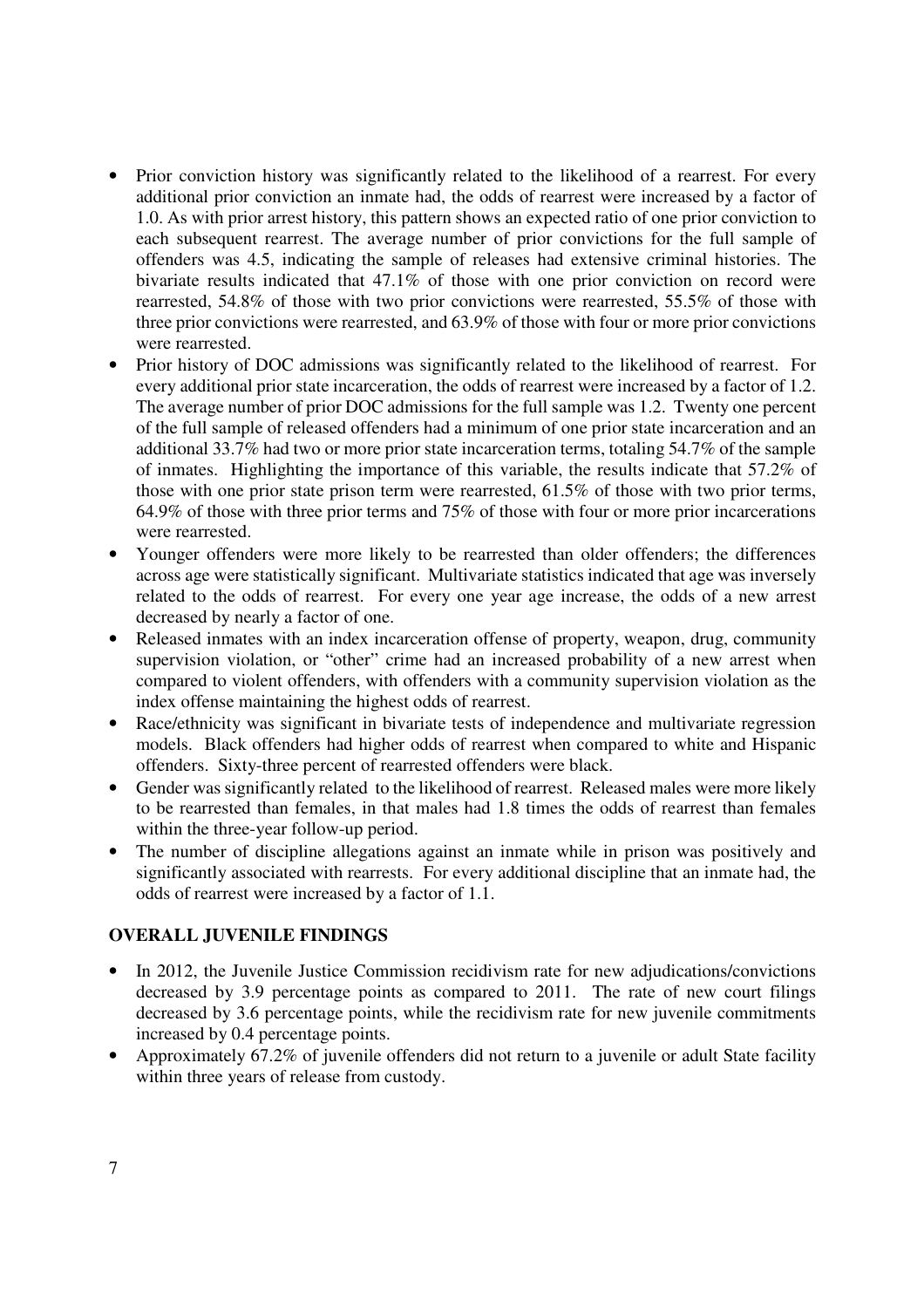- Prior conviction history was significantly related to the likelihood of a rearrest. For every additional prior conviction an inmate had, the odds of rearrest were increased by a factor of 1.0. As with prior arrest history, this pattern shows an expected ratio of one prior conviction to each subsequent rearrest. The average number of prior convictions for the full sample of offenders was 4.5, indicating the sample of releases had extensive criminal histories. The bivariate results indicated that 47.1% of those with one prior conviction on record were rearrested, 54.8% of those with two prior convictions were rearrested, 55.5% of those with three prior convictions were rearrested, and 63.9% of those with four or more prior convictions were rearrested.
- Prior history of DOC admissions was significantly related to the likelihood of rearrest. For every additional prior state incarceration, the odds of rearrest were increased by a factor of 1.2. The average number of prior DOC admissions for the full sample was 1.2. Twenty one percent of the full sample of released offenders had a minimum of one prior state incarceration and an additional 33.7% had two or more prior state incarceration terms, totaling 54.7% of the sample of inmates. Highlighting the importance of this variable, the results indicate that 57.2% of those with one prior state prison term were rearrested, 61.5% of those with two prior terms, 64.9% of those with three prior terms and 75% of those with four or more prior incarcerations were rearrested.
- Younger offenders were more likely to be rearrested than older offenders; the differences across age were statistically significant. Multivariate statistics indicated that age was inversely related to the odds of rearrest. For every one year age increase, the odds of a new arrest decreased by nearly a factor of one.
- Released inmates with an index incarceration offense of property, weapon, drug, community supervision violation, or "other" crime had an increased probability of a new arrest when compared to violent offenders, with offenders with a community supervision violation as the index offense maintaining the highest odds of rearrest.
- Race/ethnicity was significant in bivariate tests of independence and multivariate regression models. Black offenders had higher odds of rearrest when compared to white and Hispanic offenders. Sixty-three percent of rearrested offenders were black.
- Gender was significantly related to the likelihood of rearrest. Released males were more likely to be rearrested than females, in that males had 1.8 times the odds of rearrest than females within the three-year follow-up period.
- The number of discipline allegations against an inmate while in prison was positively and significantly associated with rearrests. For every additional discipline that an inmate had, the odds of rearrest were increased by a factor of 1.1.

## OVERALL JUVENILE FINDINGS

- In 2012, the Juvenile Justice Commission recidivism rate for new adjudications/convictions decreased by 3.9 percentage points as compared to 2011. The rate of new court filings decreased by 3.6 percentage points, while the recidivism rate for new juvenile commitments increased by 0.4 percentage points.
- Approximately 67.2% of juvenile offenders did not return to a juvenile or adult State facility within three years of release from custody.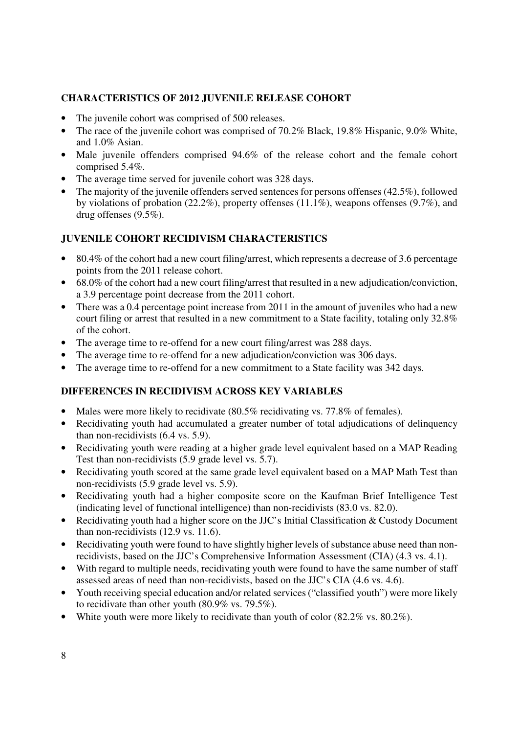## CHARACTERISTICS OF 2012 JUVENILE RELEASE COHORT

- The juvenile cohort was comprised of 500 releases.
- The race of the juvenile cohort was comprised of 70.2% Black, 19.8% Hispanic, 9.0% White, and 1.0% Asian.
- Male juvenile offenders comprised 94.6% of the release cohort and the female cohort comprised 5.4%.
- The average time served for juvenile cohort was 328 days.
- The majority of the juvenile offenders served sentences for persons offenses (42.5%), followed by violations of probation (22.2%), property offenses (11.1%), weapons offenses (9.7%), and drug offenses (9.5%).

## JUVENILE COHORT RECIDIVISM CHARACTERISTICS

- 80.4% of the cohort had a new court filing/arrest, which represents a decrease of 3.6 percentage points from the 2011 release cohort.
- 68.0% of the cohort had a new court filing/arrest that resulted in a new adjudication/conviction, a 3.9 percentage point decrease from the 2011 cohort.
- There was a 0.4 percentage point increase from 2011 in the amount of juveniles who had a new court filing or arrest that resulted in a new commitment to a State facility, totaling only 32.8% of the cohort.
- The average time to re-offend for a new court filing/arrest was 288 days.
- The average time to re-offend for a new adjudication/conviction was 306 days.
- The average time to re-offend for a new commitment to a State facility was 342 days.

## DIFFERENCES IN RECIDIVISM ACROSS KEY VARIABLES

- Males were more likely to recidivate (80.5% recidivating vs. 77.8% of females).
- Recidivating youth had accumulated a greater number of total adjudications of delinquency than non-recidivists (6.4 vs. 5.9).
- Recidivating youth were reading at a higher grade level equivalent based on a MAP Reading Test than non-recidivists (5.9 grade level vs. 5.7).
- Recidivating youth scored at the same grade level equivalent based on a MAP Math Test than non-recidivists (5.9 grade level vs. 5.9).
- Recidivating youth had a higher composite score on the Kaufman Brief Intelligence Test (indicating level of functional intelligence) than non-recidivists (83.0 vs. 82.0).
- Recidivating youth had a higher score on the JJC's Initial Classification & Custody Document than non-recidivists (12.9 vs. 11.6).
- Recidivating youth were found to have slightly higher levels of substance abuse need than non-recidivists, based on the JJC's Comprehensive Information Assessment (CIA) (4.3 vs. 4.1).
- With regard to multiple needs, recidivating youth were found to have the same number of staff assessed areas of need than non-recidivists, based on the JJC's CIA (4.6 vs. 4.6).
- Youth receiving special education and/or related services ("classified youth") were more likely to recidivate than other youth (80.9% vs. 79.5%).
- White youth were more likely to recidivate than youth of color (82.2% vs. 80.2%).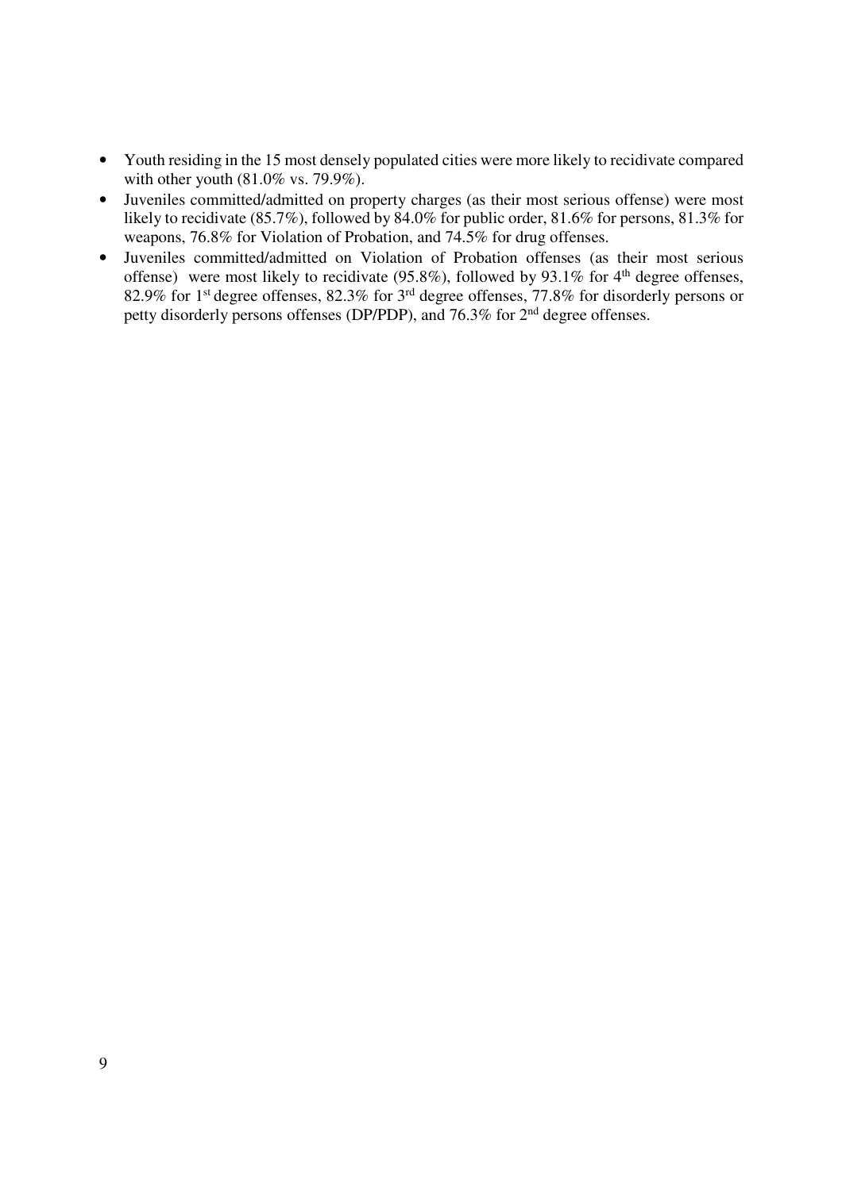- Youth residing in the 15 most densely populated cities were more likely to recidivate compared with other youth (81.0% vs. 79.9%).
- Juveniles committed/admitted on property charges (as their most serious offense) were most likely to recidivate (85.7%), followed by 84.0% for public order, 81.6% for persons, 81.3% for weapons, 76.8% for Violation of Probation, and 74.5% for drug offenses.
- Juveniles committed/admitted on Violation of Probation offenses (as their most serious offense) were most likely to recidivate (95.8%), followed by 93.1% for 4th degree offenses, 82.9% for 1st degree offenses, 82.3% for 3rd degree offenses, 77.8% for disorderly persons or petty disorderly persons offenses (DP/PDP), and 76.3% for 2nd degree offenses.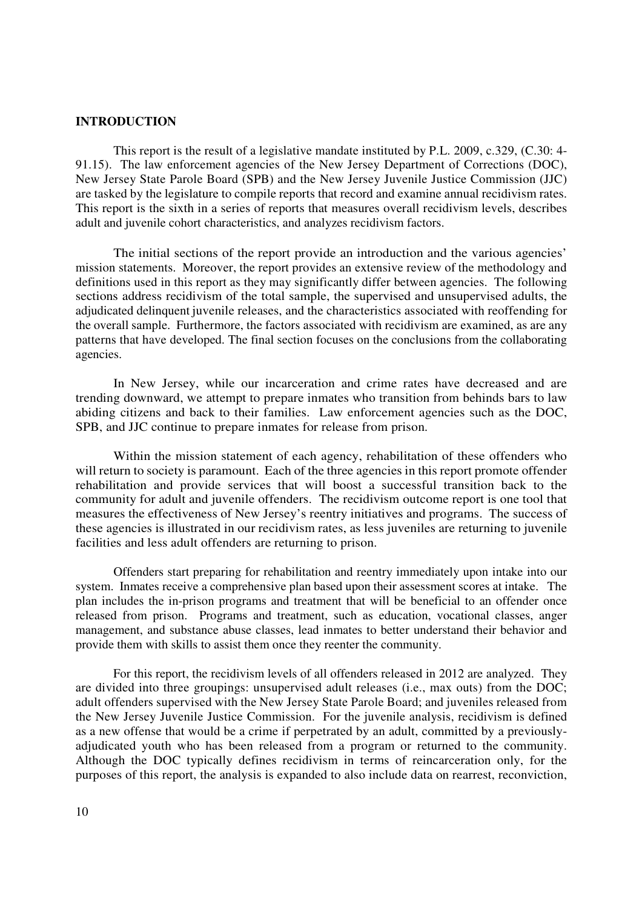**INTRODUCTION**

This report is the result of a legislative mandate instituted by P.L. 2009, c.329, (C.30: 4-91.15). The law enforcement agencies of the New Jersey Department of Corrections (DOC), New Jersey State Parole Board (SPB) and the New Jersey Juvenile Justice Commission (JJC) are tasked by the legislature to compile reports that record and examine annual recidivism rates. This report is the sixth in a series of reports that measures overall recidivism levels, describes adult and juvenile cohort characteristics, and analyzes recidivism factors.

The initial sections of the report provide an introduction and the various agencies' mission statements. Moreover, the report provides an extensive review of the methodology and definitions used in this report as they may significantly differ between agencies. The following sections address recidivism of the total sample, the supervised and unsupervised adults, the adjudicated delinquent juvenile releases, and the characteristics associated with reoffending for the overall sample. Furthermore, the factors associated with recidivism are examined, as are any patterns that have developed. The final section focuses on the conclusions from the collaborating agencies.

In New Jersey, while our incarceration and crime rates have decreased and are trending downward, we attempt to prepare inmates who transition from behinds bars to law abiding citizens and back to their families. Law enforcement agencies such as the DOC, SPB, and JJC continue to prepare inmates for release from prison.

Within the mission statement of each agency, rehabilitation of these offenders who will return to society is paramount. Each of the three agencies in this report promote offender rehabilitation and provide services that will boost a successful transition back to the community for adult and juvenile offenders. The recidivism outcome report is one tool that measures the effectiveness of New Jersey's reentry initiatives and programs. The success of these agencies is illustrated in our recidivism rates, as less juveniles are returning to juvenile facilities and less adult offenders are returning to prison.

Offenders start preparing for rehabilitation and reentry immediately upon intake into our system. Inmates receive a comprehensive plan based upon their assessment scores at intake. The plan includes the in-prison programs and treatment that will be beneficial to an offender once released from prison. Programs and treatment, such as education, vocational classes, anger management, and substance abuse classes, lead inmates to better understand their behavior and provide them with skills to assist them once they reenter the community.

For this report, the recidivism levels of all offenders released in 2012 are analyzed. They are divided into three groupings: unsupervised adult releases (i.e., max outs) from the DOC; adult offenders supervised with the New Jersey State Parole Board; and juveniles released from the New Jersey Juvenile Justice Commission. For the juvenile analysis, recidivism is defined as a new offense that would be a crime if perpetrated by an adult, committed by a previously-adjudicated youth who has been released from a program or returned to the community. Although the DOC typically defines recidivism in terms of reincarceration only, for the purposes of this report, the analysis is expanded to also include data on rearrest, reconviction,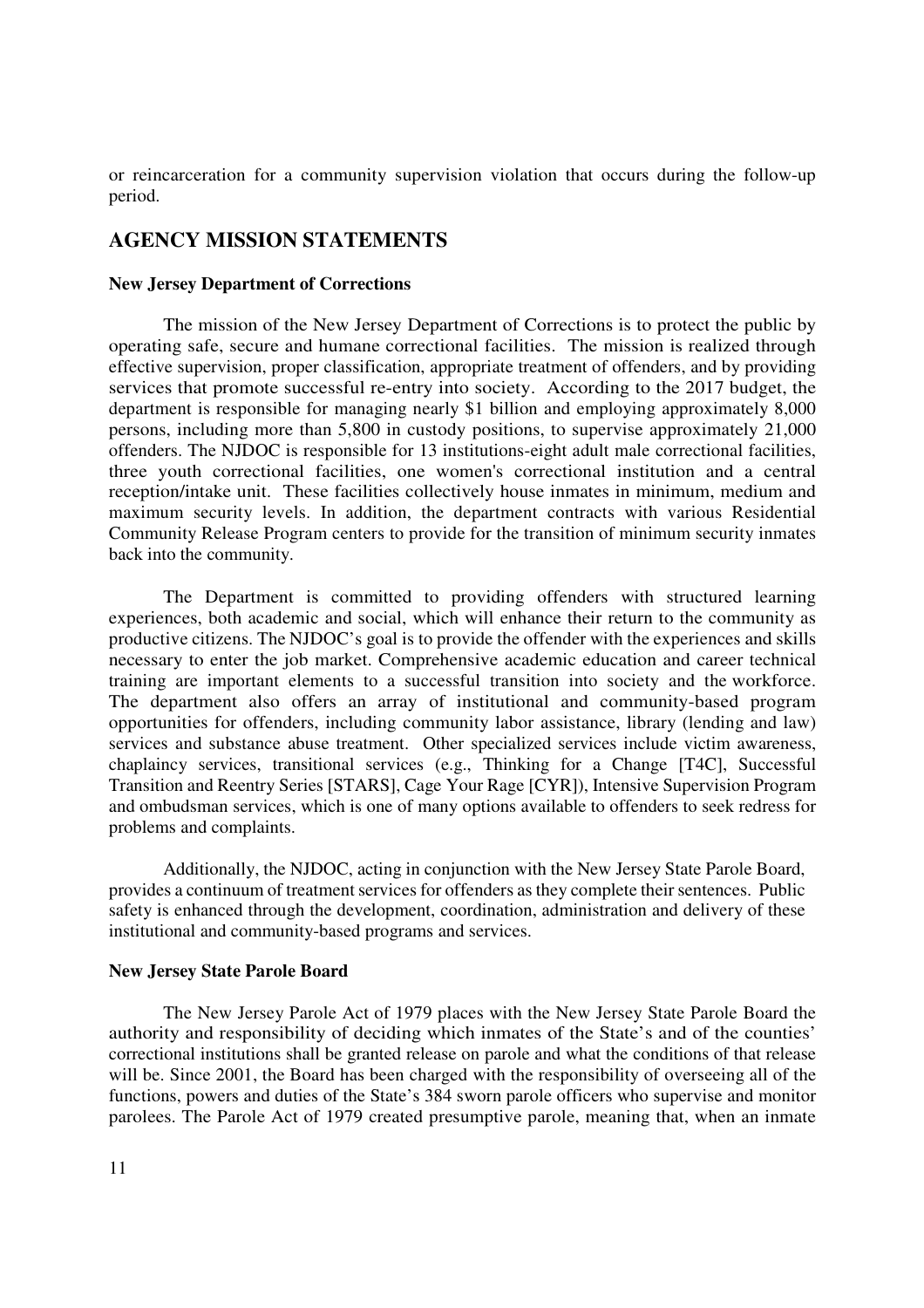or reincarceration for a community supervision violation that occurs during the follow-up period.

## AGENCY MISSION STATEMENTS

### New Jersey Department of Corrections

The mission of the New Jersey Department of Corrections is to protect the public by operating safe, secure and humane correctional facilities. The mission is realized through effective supervision, proper classification, appropriate treatment of offenders, and by providing services that promote successful re-entry into society. According to the 2017 budget, the department is responsible for managing nearly $1 billion and employing approximately 8,000 persons, including more than 5,800 in custody positions, to supervise approximately 21,000 offenders. The NJDOC is responsible for 13 institutions-eight adult male correctional facilities, three youth correctional facilities, one women's correctional institution and a central reception/intake unit. These facilities collectively house inmates in minimum, medium and maximum security levels. In addition, the department contracts with various Residential Community Release Program centers to provide for the transition of minimum security inmates back into the community.

The Department is committed to providing offenders with structured learning experiences, both academic and social, which will enhance their return to the community as productive citizens. The NJDOC's goal is to provide the offender with the experiences and skills necessary to enter the job market. Comprehensive academic education and career technical training are important elements to a successful transition into society and the workforce. The department also offers an array of institutional and community-based program opportunities for offenders, including community labor assistance, library (lending and law) services and substance abuse treatment. Other specialized services include victim awareness, chaplaincy services, transitional services (e.g., Thinking for a Change [T4C], Successful Transition and Reentry Series [STARS], Cage Your Rage [CYR]), Intensive Supervision Program and ombudsman services, which is one of many options available to offenders to seek redress for problems and complaints.

Additionally, the NJDOC, acting in conjunction with the New Jersey State Parole Board, provides a continuum of treatment services for offenders as they complete their sentences. Public safety is enhanced through the development, coordination, administration and delivery of these institutional and community-based programs and services.

### New Jersey State Parole Board

The New Jersey Parole Act of 1979 places with the New Jersey State Parole Board the authority and responsibility of deciding which inmates of the State's and of the counties' correctional institutions shall be granted release on parole and what the conditions of that release will be. Since 2001, the Board has been charged with the responsibility of overseeing all of the functions, powers and duties of the State's 384 sworn parole officers who supervise and monitor parolees. The Parole Act of 1979 created presumptive parole, meaning that, when an inmate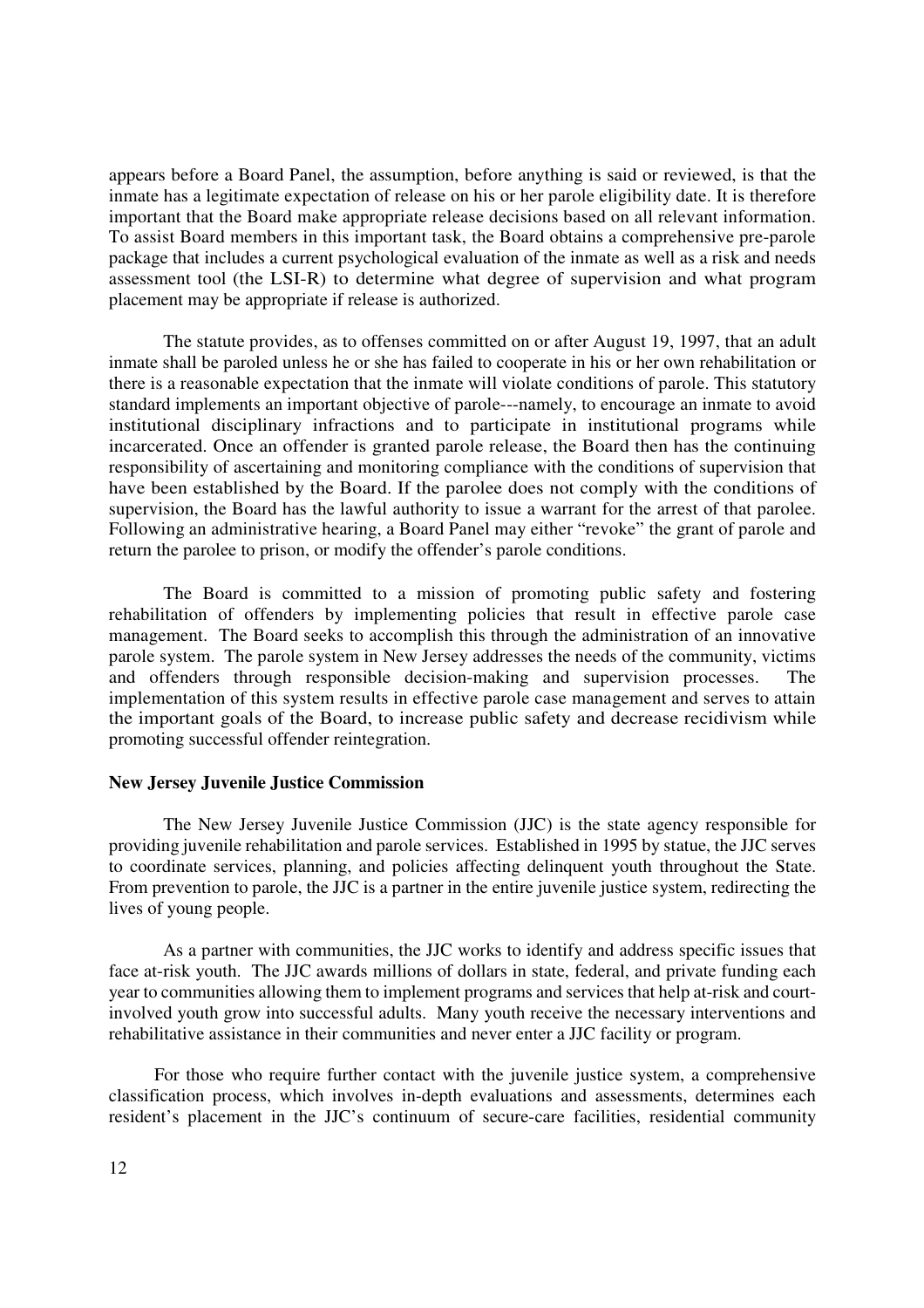appears before a Board Panel, the assumption, before anything is said or reviewed, is that the inmate has a legitimate expectation of release on his or her parole eligibility date. It is therefore important that the Board make appropriate release decisions based on all relevant information. To assist Board members in this important task, the Board obtains a comprehensive pre-parole package that includes a current psychological evaluation of the inmate as well as a risk and needs assessment tool (the LSI-R) to determine what degree of supervision and what program placement may be appropriate if release is authorized.

The statute provides, as to offenses committed on or after August 19, 1997, that an adult inmate shall be paroled unless he or she has failed to cooperate in his or her own rehabilitation or there is a reasonable expectation that the inmate will violate conditions of parole. This statutory standard implements an important objective of parole---namely, to encourage an inmate to avoid institutional disciplinary infractions and to participate in institutional programs while incarcerated. Once an offender is granted parole release, the Board then has the continuing responsibility of ascertaining and monitoring compliance with the conditions of supervision that have been established by the Board. If the parolee does not comply with the conditions of supervision, the Board has the lawful authority to issue a warrant for the arrest of that parolee. Following an administrative hearing, a Board Panel may either "revoke" the grant of parole and return the parolee to prison, or modify the offender's parole conditions.

The Board is committed to a mission of promoting public safety and fostering rehabilitation of offenders by implementing policies that result in effective parole case management. The Board seeks to accomplish this through the administration of an innovative parole system. The parole system in New Jersey addresses the needs of the community, victims and offenders through responsible decision-making and supervision processes. The implementation of this system results in effective parole case management and serves to attain the important goals of the Board, to increase public safety and decrease recidivism while promoting successful offender reintegration.

**New Jersey Juvenile Justice Commission**

The New Jersey Juvenile Justice Commission (JJC) is the state agency responsible for providing juvenile rehabilitation and parole services. Established in 1995 by statue, the JJC serves to coordinate services, planning, and policies affecting delinquent youth throughout the State. From prevention to parole, the JJC is a partner in the entire juvenile justice system, redirecting the lives of young people.

As a partner with communities, the JJC works to identify and address specific issues that face at-risk youth. The JJC awards millions of dollars in state, federal, and private funding each year to communities allowing them to implement programs and services that help at-risk and court-involved youth grow into successful adults. Many youth receive the necessary interventions and rehabilitative assistance in their communities and never enter a JJC facility or program.

For those who require further contact with the juvenile justice system, a comprehensive classification process, which involves in-depth evaluations and assessments, determines each resident's placement in the JJC's continuum of secure-care facilities, residential community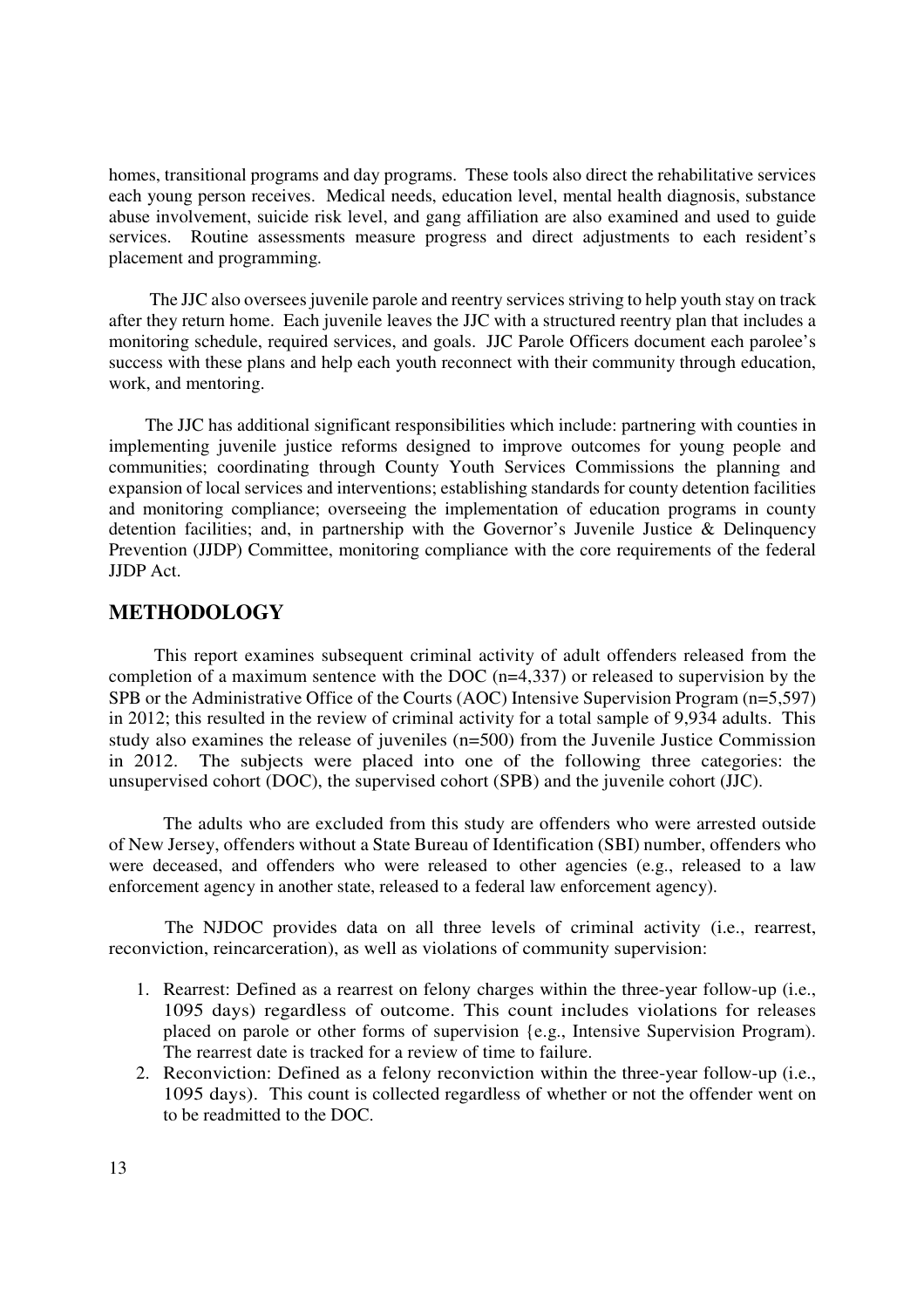homes, transitional programs and day programs. These tools also direct the rehabilitative services each young person receives. Medical needs, education level, mental health diagnosis, substance abuse involvement, suicide risk level, and gang affiliation are also examined and used to guide services. Routine assessments measure progress and direct adjustments to each resident's placement and programming.

The JJC also oversees juvenile parole and reentry services striving to help youth stay on track after they return home. Each juvenile leaves the JJC with a structured reentry plan that includes a monitoring schedule, required services, and goals. JJC Parole Officers document each parolee's success with these plans and help each youth reconnect with their community through education, work, and mentoring.

The JJC has additional significant responsibilities which include: partnering with counties in implementing juvenile justice reforms designed to improve outcomes for young people and communities; coordinating through County Youth Services Commissions the planning and expansion of local services and interventions; establishing standards for county detention facilities and monitoring compliance; overseeing the implementation of education programs in county detention facilities; and, in partnership with the Governor's Juvenile Justice & Delinquency Prevention (JJDP) Committee, monitoring compliance with the core requirements of the federal JJDP Act.

## METHODOLOGY

This report examines subsequent criminal activity of adult offenders released from the completion of a maximum sentence with the DOC (n=4,337) or released to supervision by the SPB or the Administrative Office of the Courts (AOC) Intensive Supervision Program (n=5,597) in 2012; this resulted in the review of criminal activity for a total sample of 9,934 adults. This study also examines the release of juveniles (n=500) from the Juvenile Justice Commission in 2012. The subjects were placed into one of the following three categories: the unsupervised cohort (DOC), the supervised cohort (SPB) and the juvenile cohort (JJC).

The adults who are excluded from this study are offenders who were arrested outside of New Jersey, offenders without a State Bureau of Identification (SBI) number, offenders who were deceased, and offenders who were released to other agencies (e.g., released to a law enforcement agency in another state, released to a federal law enforcement agency).

The NJDOC provides data on all three levels of criminal activity (i.e., rearrest, reconviction, reincarceration), as well as violations of community supervision:

1. Rearrest: Defined as a rearrest on felony charges within the three-year follow-up (i.e., 1095 days) regardless of outcome. This count includes violations for releases placed on parole or other forms of supervision {e.g., Intensive Supervision Program). The rearrest date is tracked for a review of time to failure.
2. Reconviction: Defined as a felony reconviction within the three-year follow-up (i.e., 1095 days). This count is collected regardless of whether or not the offender went on to be readmitted to the DOC.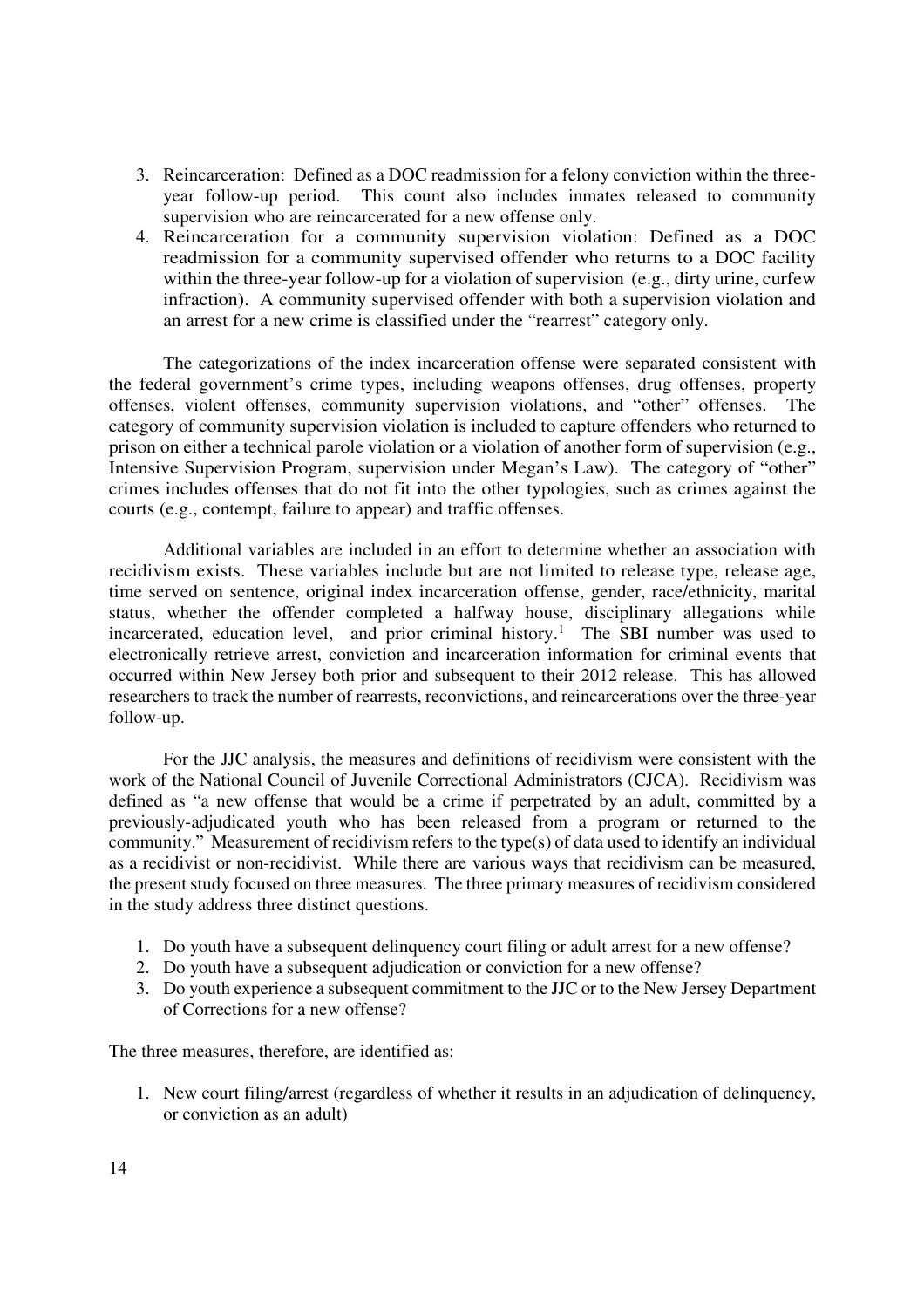3. Reincarceration: Defined as a DOC readmission for a felony conviction within the three-year follow-up period. This count also includes inmates released to community supervision who are reincarcerated for a new offense only.
4. Reincarceration for a community supervision violation: Defined as a DOC readmission for a community supervised offender who returns to a DOC facility within the three-year follow-up for a violation of supervision (e.g., dirty urine, curfew infraction). A community supervised offender with both a supervision violation and an arrest for a new crime is classified under the "rearrest" category only.

The categorizations of the index incarceration offense were separated consistent with the federal government's crime types, including weapons offenses, drug offenses, property offenses, violent offenses, community supervision violations, and "other" offenses. The category of community supervision violation is included to capture offenders who returned to prison on either a technical parole violation or a violation of another form of supervision (e.g., Intensive Supervision Program, supervision under Megan's Law). The category of "other" crimes includes offenses that do not fit into the other typologies, such as crimes against the courts (e.g., contempt, failure to appear) and traffic offenses.

Additional variables are included in an effort to determine whether an association with recidivism exists. These variables include but are not limited to release type, release age, time served on sentence, original index incarceration offense, gender, race/ethnicity, marital status, whether the offender completed a halfway house, disciplinary allegations while incarcerated, education level, and prior criminal history.[1] The SBI number was used to electronically retrieve arrest, conviction and incarceration information for criminal events that occurred within New Jersey both prior and subsequent to their 2012 release. This has allowed researchers to track the number of rearrests, reconvictions, and reincarcerations over the three-year follow-up.

For the JJC analysis, the measures and definitions of recidivism were consistent with the work of the National Council of Juvenile Correctional Administrators (CJCA). Recidivism was defined as "a new offense that would be a crime if perpetrated by an adult, committed by a previously-adjudicated youth who has been released from a program or returned to the community." Measurement of recidivism refers to the type(s) of data used to identify an individual as a recidivist or non-recidivist. While there are various ways that recidivism can be measured, the present study focused on three measures. The three primary measures of recidivism considered in the study address three distinct questions.

1. Do youth have a subsequent delinquency court filing or adult arrest for a new offense?
2. Do youth have a subsequent adjudication or conviction for a new offense?
3. Do youth experience a subsequent commitment to the JJC or to the New Jersey Department of Corrections for a new offense?

The three measures, therefore, are identified as:

1. New court filing/arrest (regardless of whether it results in an adjudication of delinquency, or conviction as an adult)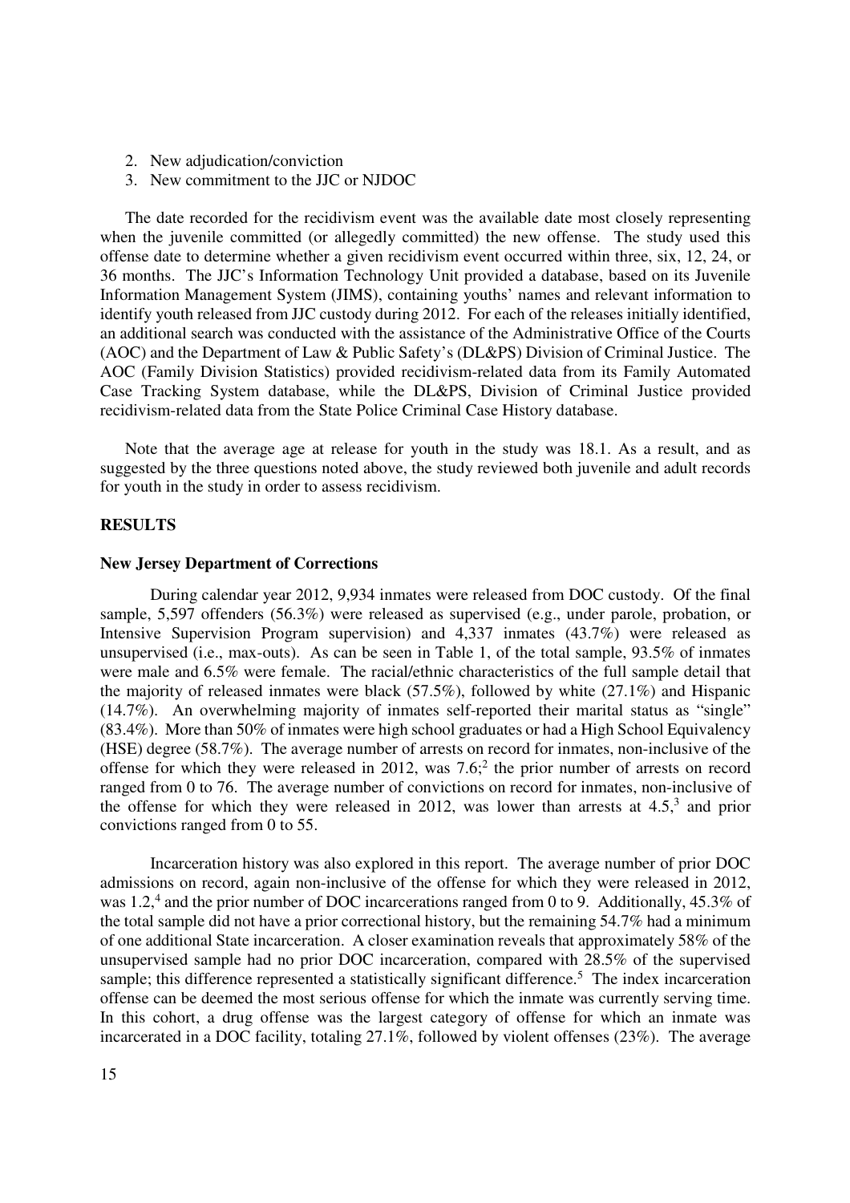2. New adjudication/conviction
3. New commitment to the JJC or NJDOC

The date recorded for the recidivism event was the available date most closely representing when the juvenile committed (or allegedly committed) the new offense. The study used this offense date to determine whether a given recidivism event occurred within three, six, 12, 24, or 36 months. The JJC's Information Technology Unit provided a database, based on its Juvenile Information Management System (JIMS), containing youths' names and relevant information to identify youth released from JJC custody during 2012. For each of the releases initially identified, an additional search was conducted with the assistance of the Administrative Office of the Courts (AOC) and the Department of Law & Public Safety's (DL&PS) Division of Criminal Justice. The AOC (Family Division Statistics) provided recidivism-related data from its Family Automated Case Tracking System database, while the DL&PS, Division of Criminal Justice provided recidivism-related data from the State Police Criminal Case History database.

Note that the average age at release for youth in the study was 18.1. As a result, and as suggested by the three questions noted above, the study reviewed both juvenile and adult records for youth in the study in order to assess recidivism.

## RESULTS

### New Jersey Department of Corrections

During calendar year 2012, 9,934 inmates were released from DOC custody. Of the final sample, 5,597 offenders (56.3%) were released as supervised (e.g., under parole, probation, or Intensive Supervision Program supervision) and 4,337 inmates (43.7%) were released as unsupervised (i.e., max-outs). As can be seen in Table 1, of the total sample, 93.5% of inmates were male and 6.5% were female. The racial/ethnic characteristics of the full sample detail that the majority of released inmates were black (57.5%), followed by white (27.1%) and Hispanic (14.7%). An overwhelming majority of inmates self-reported their marital status as "single" (83.4%). More than 50% of inmates were high school graduates or had a High School Equivalency (HSE) degree (58.7%). The average number of arrests on record for inmates, non-inclusive of the offense for which they were released in 2012, was 7.6;[2] the prior number of arrests on record ranged from 0 to 76. The average number of convictions on record for inmates, non-inclusive of the offense for which they were released in 2012, was lower than arrests at 4.5,[3] and prior convictions ranged from 0 to 55.

Incarceration history was also explored in this report. The average number of prior DOC admissions on record, again non-inclusive of the offense for which they were released in 2012, was 1.2,[4] and the prior number of DOC incarcerations ranged from 0 to 9. Additionally, 45.3% of the total sample did not have a prior correctional history, but the remaining 54.7% had a minimum of one additional State incarceration. A closer examination reveals that approximately 58% of the unsupervised sample had no prior DOC incarceration, compared with 28.5% of the supervised sample; this difference represented a statistically significant difference.[5] The index incarceration offense can be deemed the most serious offense for which the inmate was currently serving time. In this cohort, a drug offense was the largest category of offense for which an inmate was incarcerated in a DOC facility, totaling 27.1%, followed by violent offenses (23%). The average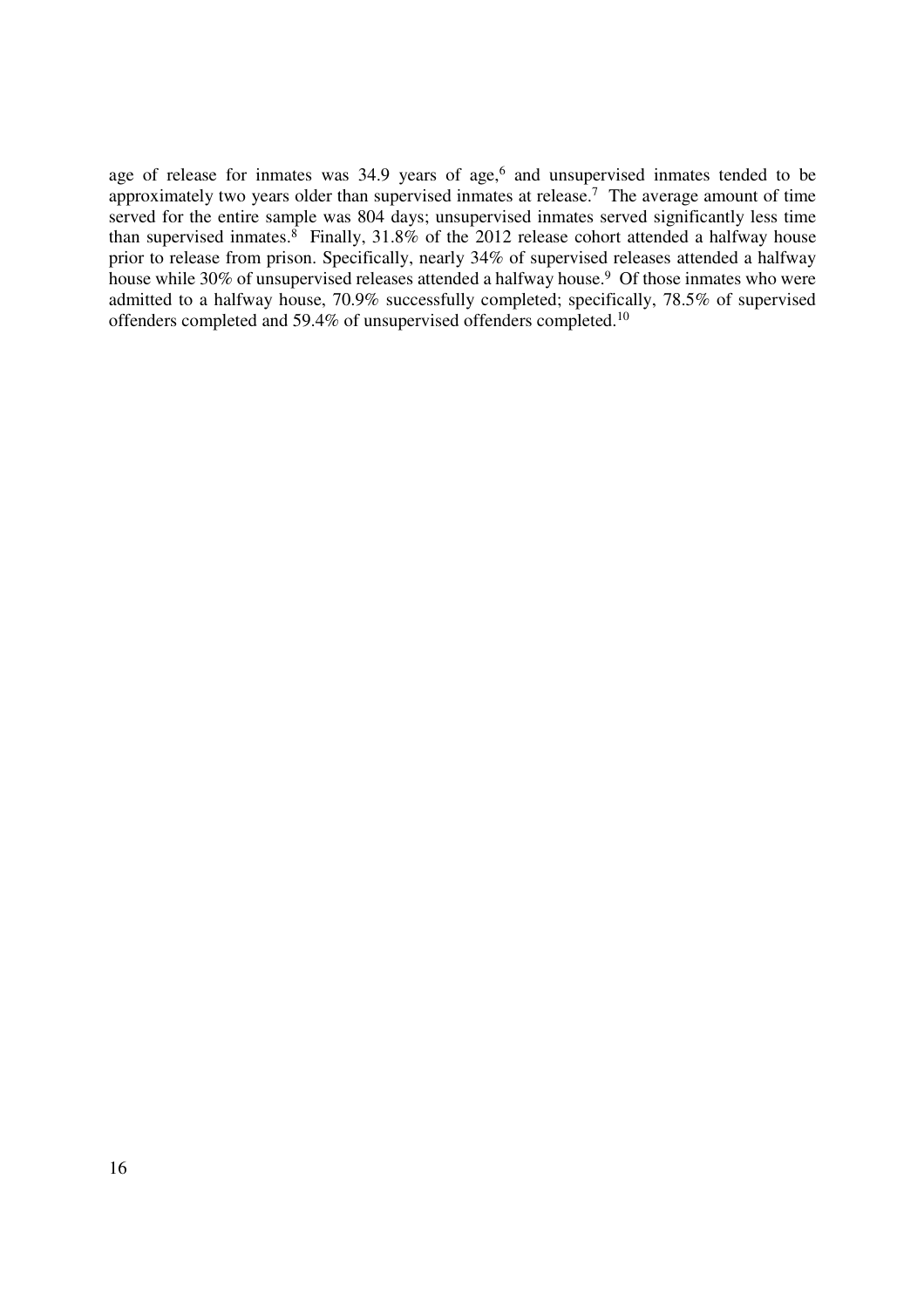age of release for inmates was 34.9 years of age,[6] and unsupervised inmates tended to be approximately two years older than supervised inmates at release.[7] The average amount of time served for the entire sample was 804 days; unsupervised inmates served significantly less time than supervised inmates.[8] Finally, 31.8% of the 2012 release cohort attended a halfway house prior to release from prison. Specifically, nearly 34% of supervised releases attended a halfway house while 30% of unsupervised releases attended a halfway house.[9] Of those inmates who were admitted to a halfway house, 70.9% successfully completed; specifically, 78.5% of supervised offenders completed and 59.4% of unsupervised offenders completed.[10]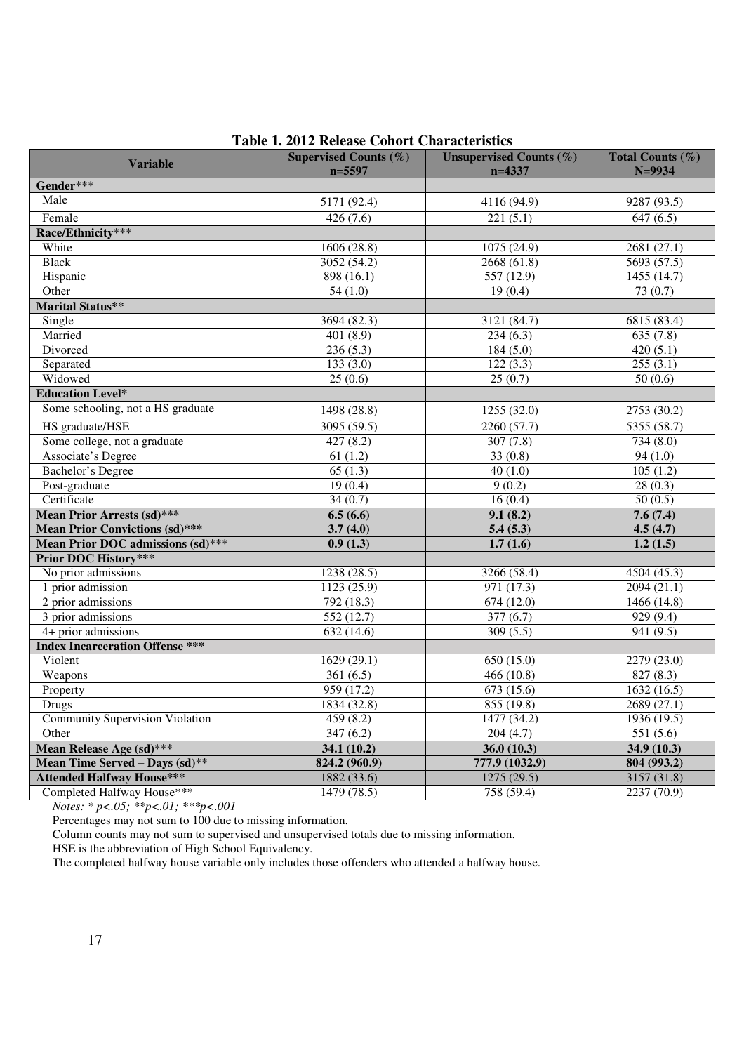**Table 1. 2012 Release Cohort Characteristics**

| Variable | Supervised Counts (%) n=5597 | Unsupervised Counts (%) n=4337 | Total Counts (%) N=9934 |
|---|---|---|---|
| **Gender*** ** | | | |
| Male | 5171 (92.4) | 4116 (94.9) | 9287 (93.5) |
| Female | 426 (7.6) | 221 (5.1) | 647 (6.5) |
| **Race/Ethnicity*** ** | | | |
| White | 1606 (28.8) | 1075 (24.9) | 2681 (27.1) |
| Black | 3052 (54.2) | 2668 (61.8) | 5693 (57.5) |
| Hispanic | 898 (16.1) | 557 (12.9) | 1455 (14.7) |
| Other | 54 (1.0) | 19 (0.4) | 73 (0.7) |
| **Marital Status**** | | | |
| Single | 3694 (82.3) | 3121 (84.7) | 6815 (83.4) |
| Married | 401 (8.9) | 234 (6.3) | 635 (7.8) |
| Divorced | 236 (5.3) | 184 (5.0) | 420 (5.1) |
| Separated | 133 (3.0) | 122 (3.3) | 255 (3.1) |
| Widowed | 25 (0.6) | 25 (0.7) | 50 (0.6) |
| **Education Level*** | | | |
| Some schooling, not a HS graduate | 1498 (28.8) | 1255 (32.0) | 2753 (30.2) |
| HS graduate/HSE | 3095 (59.5) | 2260 (57.7) | 5355 (58.7) |
| Some college, not a graduate | 427 (8.2) | 307 (7.8) | 734 (8.0) |
| Associate's Degree | 61 (1.2) | 33 (0.8) | 94 (1.0) |
| Bachelor's Degree | 65 (1.3) | 40 (1.0) | 105 (1.2) |
| Post-graduate | 19 (0.4) | 9 (0.2) | 28 (0.3) |
| Certificate | 34 (0.7) | 16 (0.4) | 50 (0.5) |
| **Mean Prior Arrests (sd)*** ** | **6.5 (6.6)** | **9.1 (8.2)** | **7.6 (7.4)** |
| **Mean Prior Convictions (sd)*** ** | **3.7 (4.0)** | **5.4 (5.3)** | **4.5 (4.7)** |
| **Mean Prior DOC admissions (sd)*** ** | **0.9 (1.3)** | **1.7 (1.6)** | **1.2 (1.5)** |
| **Prior DOC History*** ** | | | |
| No prior admissions | 1238 (28.5) | 3266 (58.4) | 4504 (45.3) |
| 1 prior admission | 1123 (25.9) | 971 (17.3) | 2094 (21.1) |
| 2 prior admissions | 792 (18.3) | 674 (12.0) | 1466 (14.8) |
| 3 prior admissions | 552 (12.7) | 377 (6.7) | 929 (9.4) |
| 4+ prior admissions | 632 (14.6) | 309 (5.5) | 941 (9.5) |
| **Index Incarceration Offense *** ** | | | |
| Violent | 1629 (29.1) | 650 (15.0) | 2279 (23.0) |
| Weapons | 361 (6.5) | 466 (10.8) | 827 (8.3) |
| Property | 959 (17.2) | 673 (15.6) | 1632 (16.5) |
| Drugs | 1834 (32.8) | 855 (19.8) | 2689 (27.1) |
| Community Supervision Violation | 459 (8.2) | 1477 (34.2) | 1936 (19.5) |
| Other | 347 (6.2) | 204 (4.7) | 551 (5.6) |
| **Mean Release Age (sd)*** ** | **34.1 (10.2)** | **36.0 (10.3)** | **34.9 (10.3)** |
| **Mean Time Served – Days (sd)**** | **824.2 (960.9)** | **777.9 (1032.9)** | **804 (993.2)** |
| **Attended Halfway House*** ** | 1882 (33.6) | 1275 (29.5) | 3157 (31.8) |
| Completed Halfway House*** | 1479 (78.5) | 758 (59.4) | 2237 (70.9) |

*Notes: * p<.05; **p<.01; ***p<.001*

Percentages may not sum to 100 due to missing information.

Column counts may not sum to supervised and unsupervised totals due to missing information.

HSE is the abbreviation of High School Equivalency.

The completed halfway house variable only includes those offenders who attended a halfway house.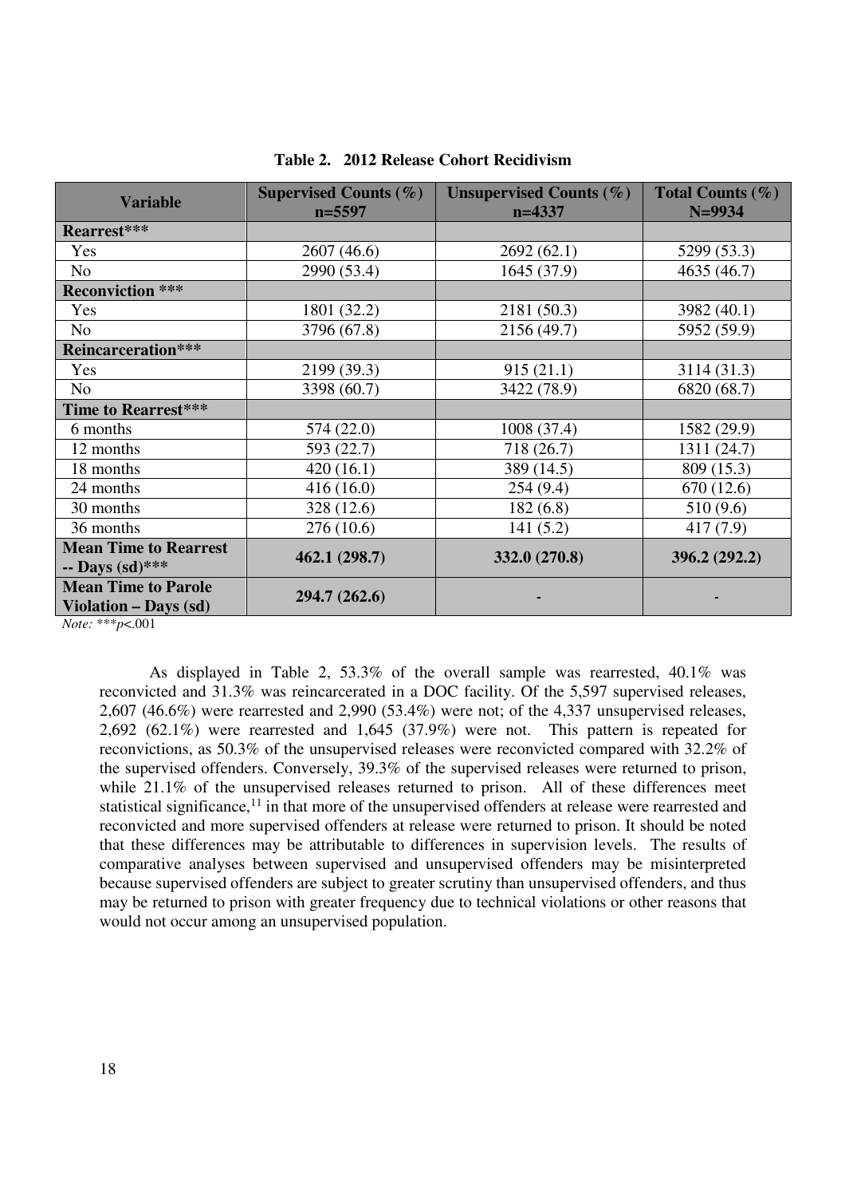**Table 2. 2012 Release Cohort Recidivism**

| Variable | Supervised Counts (%) n=5597 | Unsupervised Counts (%) n=4337 | Total Counts (%) N=9934 |
|---|---|---|---|
| **Rearrest*** ** | | | |
| Yes | 2607 (46.6) | 2692 (62.1) | 5299 (53.3) |
| No | 2990 (53.4) | 1645 (37.9) | 4635 (46.7) |
| **Reconviction *** ** | | | |
| Yes | 1801 (32.2) | 2181 (50.3) | 3982 (40.1) |
| No | 3796 (67.8) | 2156 (49.7) | 5952 (59.9) |
| **Reincarceration*** ** | | | |
| Yes | 2199 (39.3) | 915 (21.1) | 3114 (31.3) |
| No | 3398 (60.7) | 3422 (78.9) | 6820 (68.7) |
| **Time to Rearrest*** ** | | | |
| 6 months | 574 (22.0) | 1008 (37.4) | 1582 (29.9) |
| 12 months | 593 (22.7) | 718 (26.7) | 1311 (24.7) |
| 18 months | 420 (16.1) | 389 (14.5) | 809 (15.3) |
| 24 months | 416 (16.0) | 254 (9.4) | 670 (12.6) |
| 30 months | 328 (12.6) | 182 (6.8) | 510 (9.6) |
| 36 months | 276 (10.6) | 141 (5.2) | 417 (7.9) |
| **Mean Time to Rearrest -- Days (sd)*** ** | **462.1 (298.7)** | **332.0 (270.8)** | **396.2 (292.2)** |
| **Mean Time to Parole Violation – Days (sd)** | **294.7 (262.6)** | **-** | **-** |

*Note:* ***$p<.001$

As displayed in Table 2, 53.3% of the overall sample was rearrested, 40.1% was reconvicted and 31.3% was reincarcerated in a DOC facility. Of the 5,597 supervised releases, 2,607 (46.6%) were rearrested and 2,990 (53.4%) were not; of the 4,337 unsupervised releases, 2,692 (62.1%) were rearrested and 1,645 (37.9%) were not. This pattern is repeated for reconvictions, as 50.3% of the unsupervised releases were reconvicted compared with 32.2% of the supervised offenders. Conversely, 39.3% of the supervised releases were returned to prison, while 21.1% of the unsupervised releases returned to prison. All of these differences meet statistical significance,[11] in that more of the unsupervised offenders at release were rearrested and reconvicted and more supervised offenders at release were returned to prison. It should be noted that these differences may be attributable to differences in supervision levels. The results of comparative analyses between supervised and unsupervised offenders may be misinterpreted because supervised offenders are subject to greater scrutiny than unsupervised offenders, and thus may be returned to prison with greater frequency due to technical violations or other reasons that would not occur among an unsupervised population.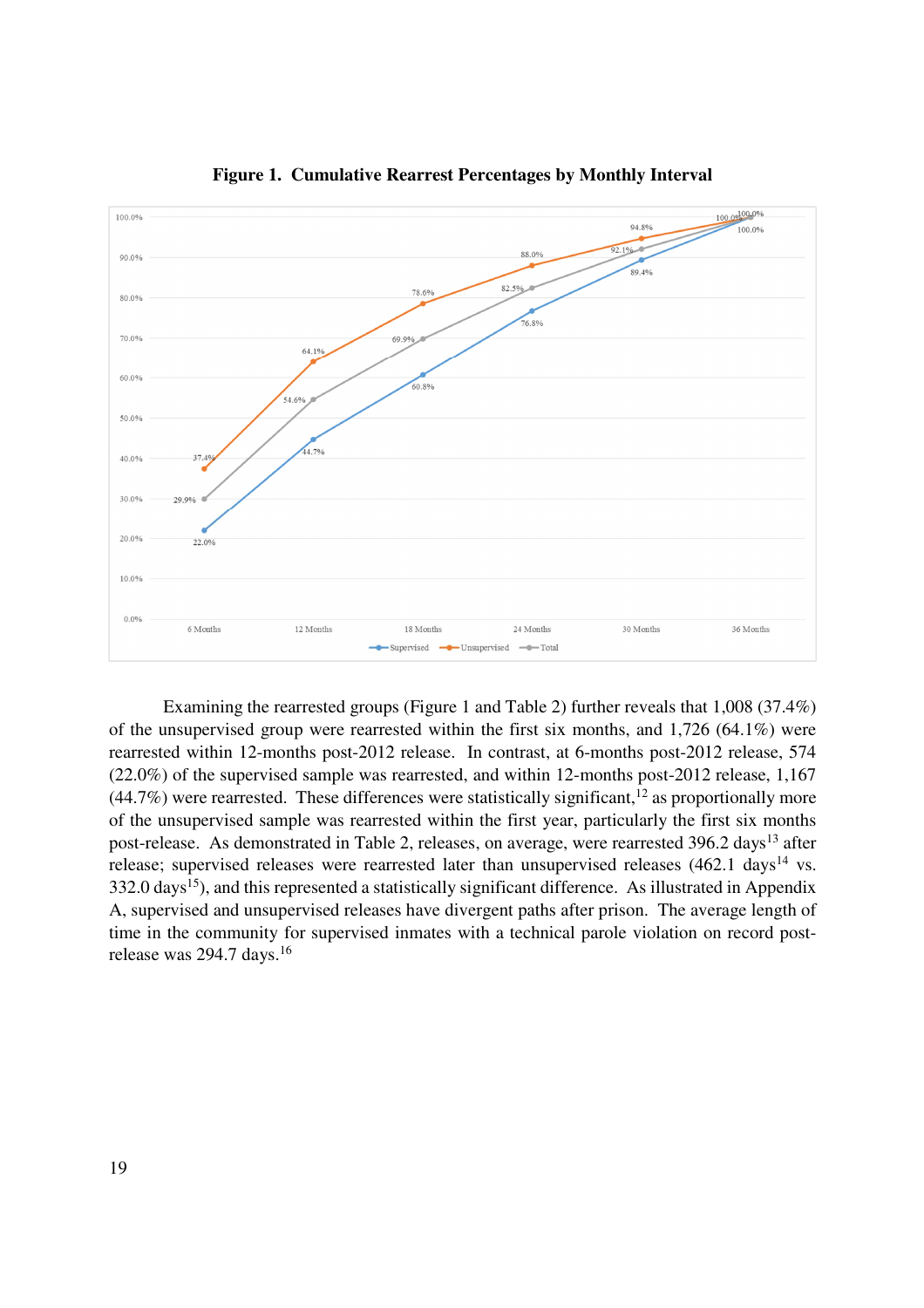**Figure 1. Cumulative Rearrest Percentages by Monthly Interval**

100.0%
90.0%
80.0%
70.0%
60.0%
50.0%
40.0%
30.0%
20.0%
10.0%
0.0%

6 Months
12 Months
18 Months
24 Months
30 Months
36 Months

37.4%
29.9%
22.0%
64.1%
54.6%
44.7%
78.6%
69.9%
60.8%
88.0%
82.5%
76.8%
94.8%
92.1%
89.4%
100.0%
100.0%
100.0%

Supervised
Unsupervised
Total

Examining the rearrested groups (Figure 1 and Table 2) further reveals that 1,008 (37.4%) of the unsupervised group were rearrested within the first six months, and 1,726 (64.1%) were rearrested within 12-months post-2012 release. In contrast, at 6-months post-2012 release, 574 (22.0%) of the supervised sample was rearrested, and within 12-months post-2012 release, 1,167 (44.7%) were rearrested. These differences were statistically significant,[12] as proportionally more of the unsupervised sample was rearrested within the first year, particularly the first six months post-release. As demonstrated in Table 2, releases, on average, were rearrested 396.2 days[13] after release; supervised releases were rearrested later than unsupervised releases (462.1 days[14] vs. 332.0 days[15]), and this represented a statistically significant difference. As illustrated in Appendix A, supervised and unsupervised releases have divergent paths after prison. The average length of time in the community for supervised inmates with a technical parole violation on record post-release was 294.7 days.[16]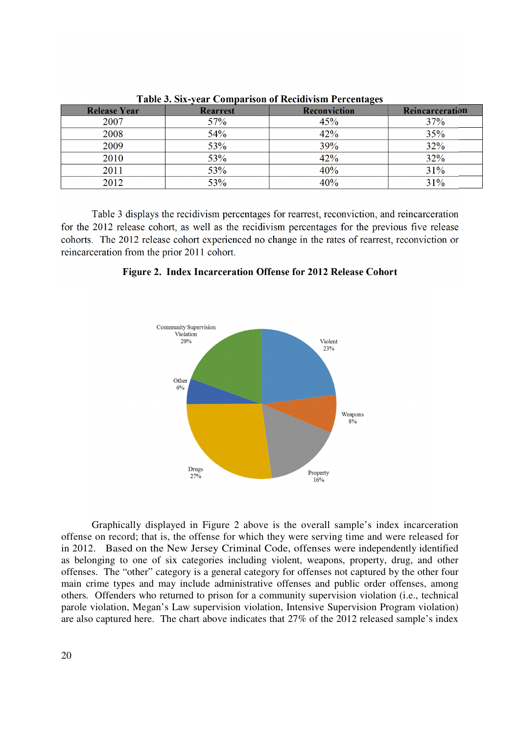**Table 3. Six-year Comparison of Recidivism Percentages**

| Release Year | Rearrest | Reconviction | Reincarceration |
|---|---|---|---|
| 2007 | 57% | 45% | 37% |
| 2008 | 54% | 42% | 35% |
| 2009 | 53% | 39% | 32% |
| 2010 | 53% | 42% | 32% |
| 2011 | 53% | 40% | 31% |
| 2012 | 53% | 40% | 31% |

Table 3 displays the recidivism percentages for rearrest, reconviction, and reincarceration for the 2012 release cohort, as well as the recidivism percentages for the previous five release cohorts. The 2012 release cohort experienced no change in the rates of rearrest, reconviction or reincarceration from the prior 2011 cohort.

**Figure 2. Index Incarceration Offense for 2012 Release Cohort**

Community Supervision Violation 20%
Violent 23%
Other 6%
Weapons 8%
Drugs 27%
Property 16%

Graphically displayed in Figure 2 above is the overall sample's index incarceration offense on record; that is, the offense for which they were serving time and were released for in 2012. Based on the New Jersey Criminal Code, offenses were independently identified as belonging to one of six categories including violent, weapons, property, drug, and other offenses. The "other" category is a general category for offenses not captured by the other four main crime types and may include administrative offenses and public order offenses, among others. Offenders who returned to prison for a community supervision violation (i.e., technical parole violation, Megan's Law supervision violation, Intensive Supervision Program violation) are also captured here. The chart above indicates that 27% of the 2012 released sample's index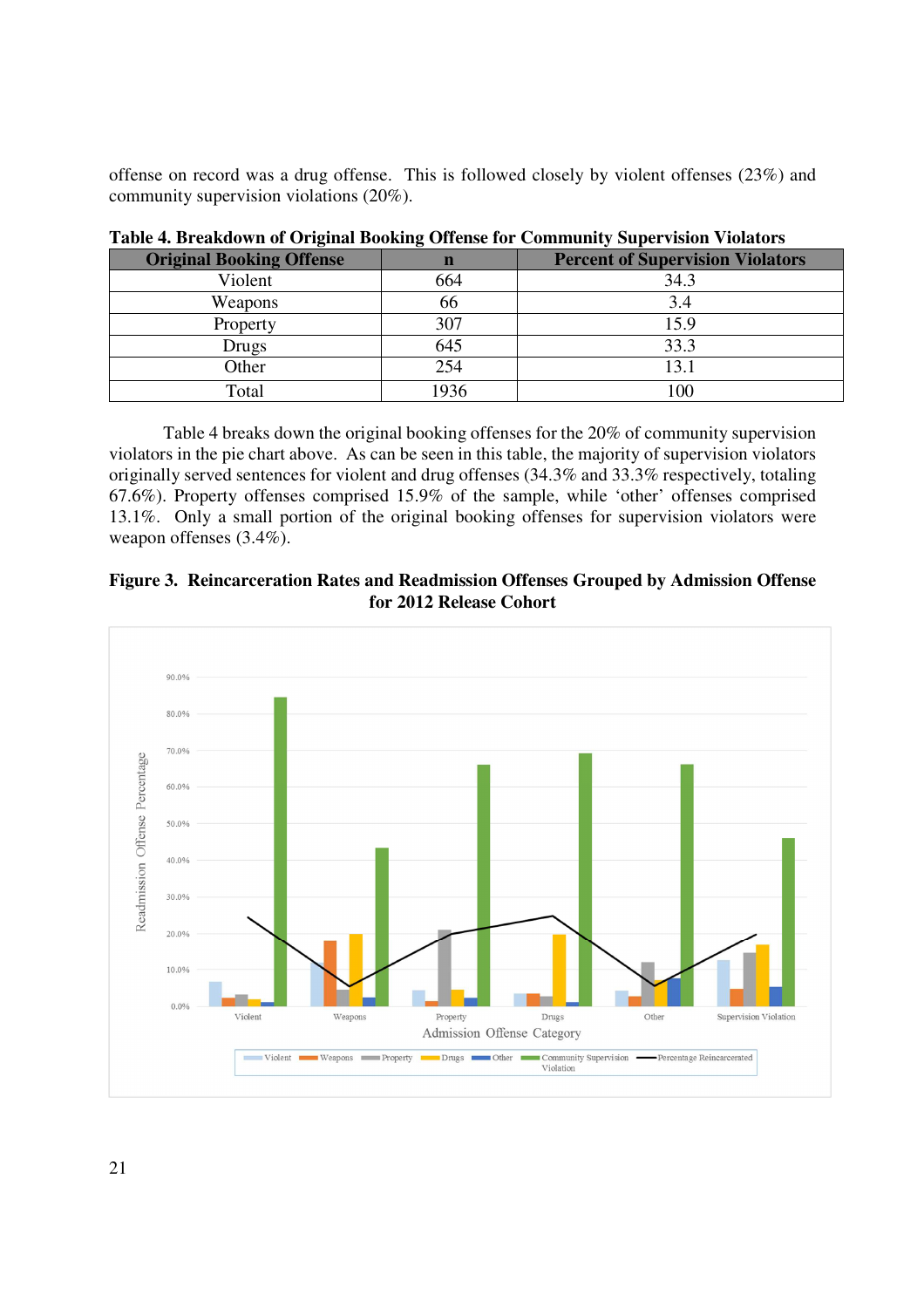offense on record was a drug offense. This is followed closely by violent offenses (23%) and community supervision violations (20%).

**Table 4. Breakdown of Original Booking Offense for Community Supervision Violators**

| Original Booking Offense | n | Percent of Supervision Violators |
|---|---|---|
| Violent | 664 | 34.3 |
| Weapons | 66 | 3.4 |
| Property | 307 | 15.9 |
| Drugs | 645 | 33.3 |
| Other | 254 | 13.1 |
| Total | 1936 | 100 |

Table 4 breaks down the original booking offenses for the 20% of community supervision violators in the pie chart above. As can be seen in this table, the majority of supervision violators originally served sentences for violent and drug offenses (34.3% and 33.3% respectively, totaling 67.6%). Property offenses comprised 15.9% of the sample, while 'other' offenses comprised 13.1%. Only a small portion of the original booking offenses for supervision violators were weapon offenses (3.4%).

**Figure 3. Reincarceration Rates and Readmission Offenses Grouped by Admission Offense for 2012 Release Cohort**

Readmission Offense Percentage

90.0%
80.0%
70.0%
60.0%
50.0%
40.0%
30.0%
20.0%
10.0%
0.0%

Violent
Weapons
Property
Drugs
Other
Supervision Violation

Admission Offense Category

Violent
Weapons
Property
Drugs
Other
Community Supervision Violation
Percentage Reincarcerated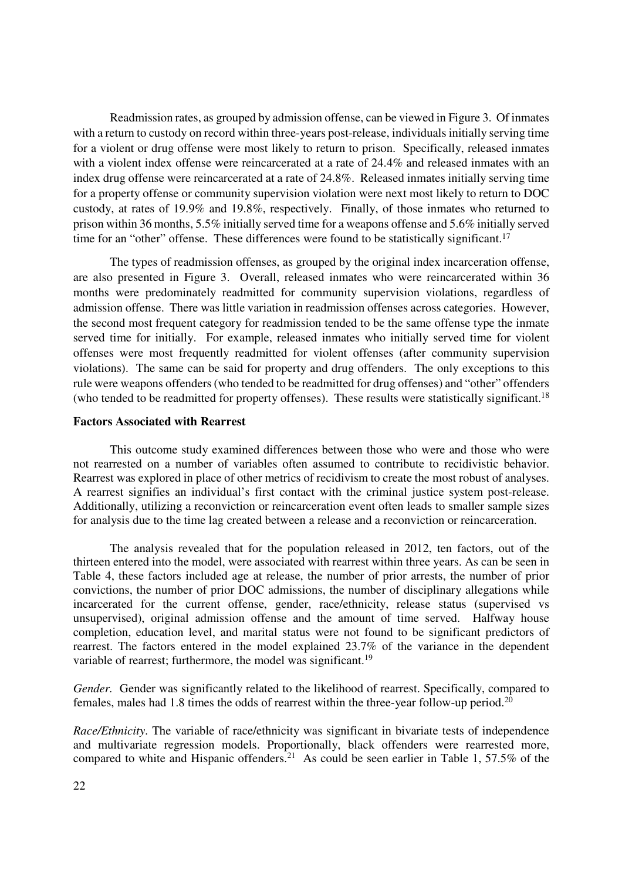Readmission rates, as grouped by admission offense, can be viewed in Figure 3. Of inmates with a return to custody on record within three-years post-release, individuals initially serving time for a violent or drug offense were most likely to return to prison. Specifically, released inmates with a violent index offense were reincarcerated at a rate of 24.4% and released inmates with an index drug offense were reincarcerated at a rate of 24.8%. Released inmates initially serving time for a property offense or community supervision violation were next most likely to return to DOC custody, at rates of 19.9% and 19.8%, respectively. Finally, of those inmates who returned to prison within 36 months, 5.5% initially served time for a weapons offense and 5.6% initially served time for an "other" offense. These differences were found to be statistically significant.[17]

The types of readmission offenses, as grouped by the original index incarceration offense, are also presented in Figure 3. Overall, released inmates who were reincarcerated within 36 months were predominately readmitted for community supervision violations, regardless of admission offense. There was little variation in readmission offenses across categories. However, the second most frequent category for readmission tended to be the same offense type the inmate served time for initially. For example, released inmates who initially served time for violent offenses were most frequently readmitted for violent offenses (after community supervision violations). The same can be said for property and drug offenders. The only exceptions to this rule were weapons offenders (who tended to be readmitted for drug offenses) and "other" offenders (who tended to be readmitted for property offenses). These results were statistically significant.[18]

**Factors Associated with Rearrest**

This outcome study examined differences between those who were and those who were not rearrested on a number of variables often assumed to contribute to recidivistic behavior. Rearrest was explored in place of other metrics of recidivism to create the most robust of analyses. A rearrest signifies an individual's first contact with the criminal justice system post-release. Additionally, utilizing a reconviction or reincarceration event often leads to smaller sample sizes for analysis due to the time lag created between a release and a reconviction or reincarceration.

The analysis revealed that for the population released in 2012, ten factors, out of the thirteen entered into the model, were associated with rearrest within three years. As can be seen in Table 4, these factors included age at release, the number of prior arrests, the number of prior convictions, the number of prior DOC admissions, the number of disciplinary allegations while incarcerated for the current offense, gender, race/ethnicity, release status (supervised vs unsupervised), original admission offense and the amount of time served. Halfway house completion, education level, and marital status were not found to be significant predictors of rearrest. The factors entered in the model explained 23.7% of the variance in the dependent variable of rearrest; furthermore, the model was significant.[19]

*Gender.* Gender was significantly related to the likelihood of rearrest. Specifically, compared to females, males had 1.8 times the odds of rearrest within the three-year follow-up period.[20]

*Race/Ethnicity*. The variable of race/ethnicity was significant in bivariate tests of independence and multivariate regression models. Proportionally, black offenders were rearrested more, compared to white and Hispanic offenders.[21] As could be seen earlier in Table 1, 57.5% of the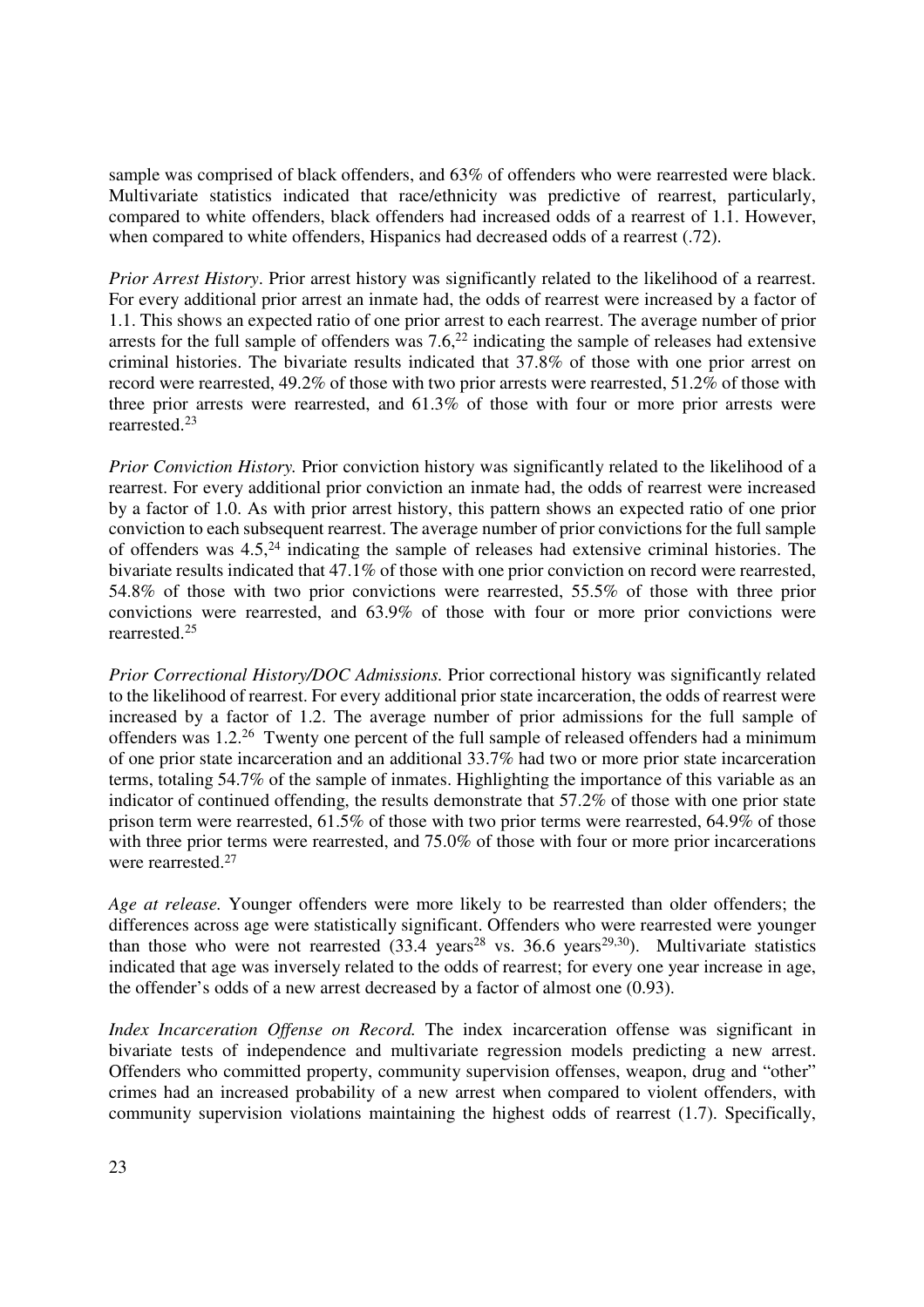sample was comprised of black offenders, and 63% of offenders who were rearrested were black. Multivariate statistics indicated that race/ethnicity was predictive of rearrest, particularly, compared to white offenders, black offenders had increased odds of a rearrest of 1.1. However, when compared to white offenders, Hispanics had decreased odds of a rearrest (.72).

*Prior Arrest History*. Prior arrest history was significantly related to the likelihood of a rearrest. For every additional prior arrest an inmate had, the odds of rearrest were increased by a factor of 1.1. This shows an expected ratio of one prior arrest to each rearrest. The average number of prior arrests for the full sample of offenders was 7.6,[22] indicating the sample of releases had extensive criminal histories. The bivariate results indicated that 37.8% of those with one prior arrest on record were rearrested, 49.2% of those with two prior arrests were rearrested, 51.2% of those with three prior arrests were rearrested, and 61.3% of those with four or more prior arrests were rearrested.[23]

*Prior Conviction History.* Prior conviction history was significantly related to the likelihood of a rearrest. For every additional prior conviction an inmate had, the odds of rearrest were increased by a factor of 1.0. As with prior arrest history, this pattern shows an expected ratio of one prior conviction to each subsequent rearrest. The average number of prior convictions for the full sample of offenders was 4.5,[24] indicating the sample of releases had extensive criminal histories. The bivariate results indicated that 47.1% of those with one prior conviction on record were rearrested, 54.8% of those with two prior convictions were rearrested, 55.5% of those with three prior convictions were rearrested, and 63.9% of those with four or more prior convictions were rearrested.[25]

*Prior Correctional History/DOC Admissions.* Prior correctional history was significantly related to the likelihood of rearrest. For every additional prior state incarceration, the odds of rearrest were increased by a factor of 1.2. The average number of prior admissions for the full sample of offenders was 1.2.[26] Twenty one percent of the full sample of released offenders had a minimum of one prior state incarceration and an additional 33.7% had two or more prior state incarceration terms, totaling 54.7% of the sample of inmates. Highlighting the importance of this variable as an indicator of continued offending, the results demonstrate that 57.2% of those with one prior state prison term were rearrested, 61.5% of those with two prior terms were rearrested, 64.9% of those with three prior terms were rearrested, and 75.0% of those with four or more prior incarcerations were rearrested.[27]

*Age at release.* Younger offenders were more likely to be rearrested than older offenders; the differences across age were statistically significant. Offenders who were rearrested were younger than those who were not rearrested (33.4 years[28] vs. 36.6 years[29,30]). Multivariate statistics indicated that age was inversely related to the odds of rearrest; for every one year increase in age, the offender's odds of a new arrest decreased by a factor of almost one (0.93).

*Index Incarceration Offense on Record.* The index incarceration offense was significant in bivariate tests of independence and multivariate regression models predicting a new arrest. Offenders who committed property, community supervision offenses, weapon, drug and "other" crimes had an increased probability of a new arrest when compared to violent offenders, with community supervision violations maintaining the highest odds of rearrest (1.7). Specifically,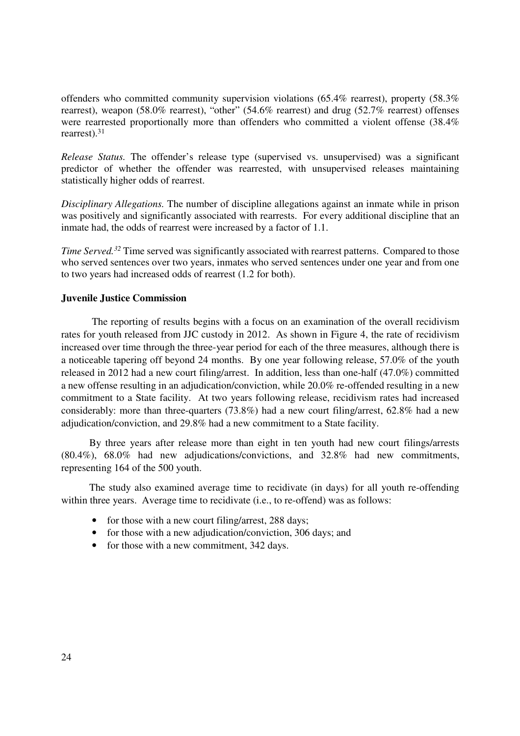offenders who committed community supervision violations (65.4% rearrest), property (58.3% rearrest), weapon (58.0% rearrest), "other" (54.6% rearrest) and drug (52.7% rearrest) offenses were rearrested proportionally more than offenders who committed a violent offense (38.4% rearrest).[31]

*Release Status.* The offender's release type (supervised vs. unsupervised) was a significant predictor of whether the offender was rearrested, with unsupervised releases maintaining statistically higher odds of rearrest.

*Disciplinary Allegations.* The number of discipline allegations against an inmate while in prison was positively and significantly associated with rearrests. For every additional discipline that an inmate had, the odds of rearrest were increased by a factor of 1.1.

*Time Served.*[32] Time served was significantly associated with rearrest patterns. Compared to those who served sentences over two years, inmates who served sentences under one year and from one to two years had increased odds of rearrest (1.2 for both).

**Juvenile Justice Commission**

The reporting of results begins with a focus on an examination of the overall recidivism rates for youth released from JJC custody in 2012. As shown in Figure 4, the rate of recidivism increased over time through the three-year period for each of the three measures, although there is a noticeable tapering off beyond 24 months. By one year following release, 57.0% of the youth released in 2012 had a new court filing/arrest. In addition, less than one-half (47.0%) committed a new offense resulting in an adjudication/conviction, while 20.0% re-offended resulting in a new commitment to a State facility. At two years following release, recidivism rates had increased considerably: more than three-quarters (73.8%) had a new court filing/arrest, 62.8% had a new adjudication/conviction, and 29.8% had a new commitment to a State facility.

By three years after release more than eight in ten youth had new court filings/arrests (80.4%), 68.0% had new adjudications/convictions, and 32.8% had new commitments, representing 164 of the 500 youth.

The study also examined average time to recidivate (in days) for all youth re-offending within three years. Average time to recidivate (i.e., to re-offend) was as follows:

- for those with a new court filing/arrest, 288 days;
- for those with a new adjudication/conviction, 306 days; and
- for those with a new commitment, 342 days.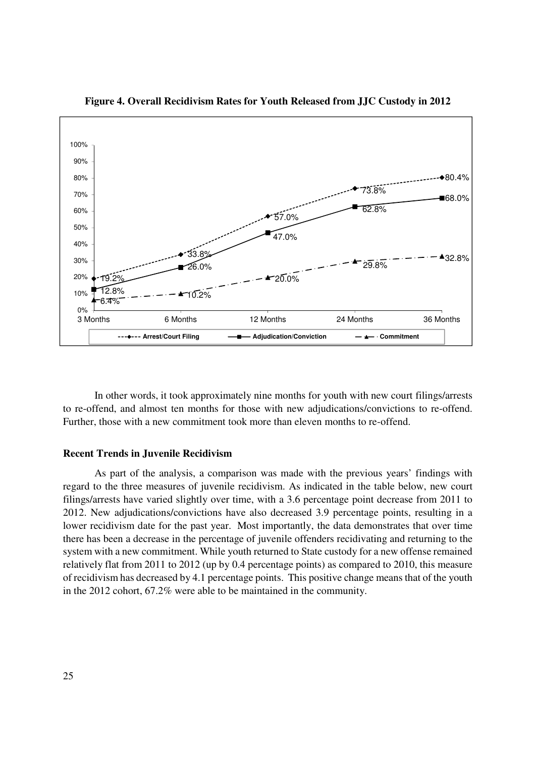**Figure 4. Overall Recidivism Rates for Youth Released from JJC Custody in 2012**

100%
90%
80%
70%
60%
50%
40%
30%
20%
10%
0%

3 Months, 6 Months, 12 Months, 24 Months, 36 Months

Arrest/Court Filing: 19.2%, 33.8%, 57.0%, 73.8%, 80.4%

Adjudication/Conviction: 12.8%, 26.0%, 47.0%, 62.8%, 68.0%

Commitment: 6.4%, 10.2%, 20.0%, 29.8%, 32.8%

In other words, it took approximately nine months for youth with new court filings/arrests to re-offend, and almost ten months for those with new adjudications/convictions to re-offend. Further, those with a new commitment took more than eleven months to re-offend.

### Recent Trends in Juvenile Recidivism

As part of the analysis, a comparison was made with the previous years' findings with regard to the three measures of juvenile recidivism. As indicated in the table below, new court filings/arrests have varied slightly over time, with a 3.6 percentage point decrease from 2011 to 2012. New adjudications/convictions have also decreased 3.9 percentage points, resulting in a lower recidivism date for the past year. Most importantly, the data demonstrates that over time there has been a decrease in the percentage of juvenile offenders recidivating and returning to the system with a new commitment. While youth returned to State custody for a new offense remained relatively flat from 2011 to 2012 (up by 0.4 percentage points) as compared to 2010, this measure of recidivism has decreased by 4.1 percentage points. This positive change means that of the youth in the 2012 cohort, 67.2% were able to be maintained in the community.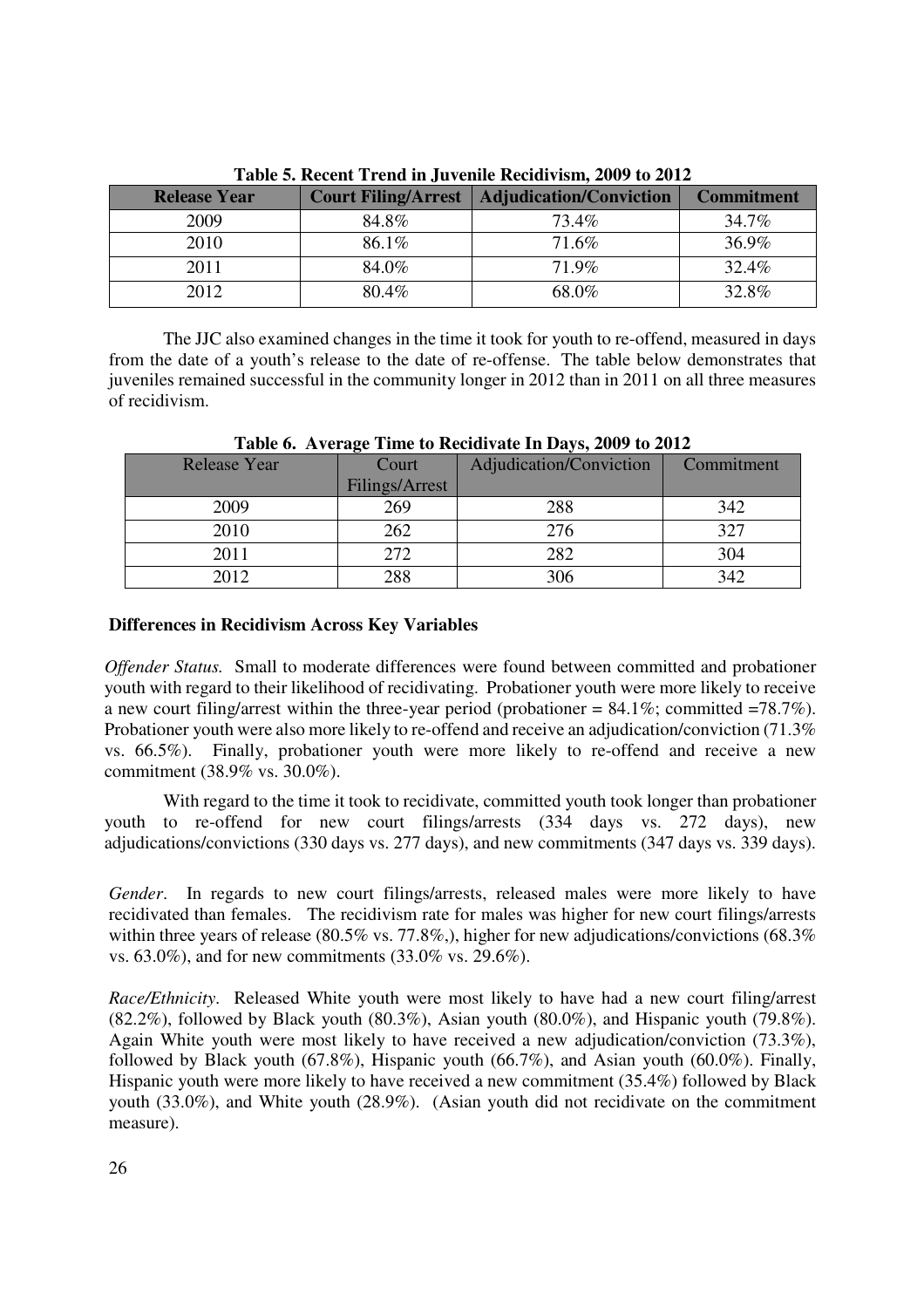**Table 5. Recent Trend in Juvenile Recidivism, 2009 to 2012**

| Release Year | Court Filing/Arrest | Adjudication/Conviction | Commitment |
| --- | --- | --- | --- |
| 2009 | 84.8% | 73.4% | 34.7% |
| 2010 | 86.1% | 71.6% | 36.9% |
| 2011 | 84.0% | 71.9% | 32.4% |
| 2012 | 80.4% | 68.0% | 32.8% |

The JJC also examined changes in the time it took for youth to re-offend, measured in days from the date of a youth's release to the date of re-offense. The table below demonstrates that juveniles remained successful in the community longer in 2012 than in 2011 on all three measures of recidivism.

**Table 6. Average Time to Recidivate In Days, 2009 to 2012**

| Release Year | Court Filings/Arrest | Adjudication/Conviction | Commitment |
| --- | --- | --- | --- |
| 2009 | 269 | 288 | 342 |
| 2010 | 262 | 276 | 327 |
| 2011 | 272 | 282 | 304 |
| 2012 | 288 | 306 | 342 |

**Differences in Recidivism Across Key Variables**

*Offender Status.* Small to moderate differences were found between committed and probationer youth with regard to their likelihood of recidivating. Probationer youth were more likely to receive a new court filing/arrest within the three-year period (probationer = 84.1%; committed =78.7%). Probationer youth were also more likely to re-offend and receive an adjudication/conviction (71.3% vs. 66.5%). Finally, probationer youth were more likely to re-offend and receive a new commitment (38.9% vs. 30.0%).

With regard to the time it took to recidivate, committed youth took longer than probationer youth to re-offend for new court filings/arrests (334 days vs. 272 days), new adjudications/convictions (330 days vs. 277 days), and new commitments (347 days vs. 339 days).

*Gender*. In regards to new court filings/arrests, released males were more likely to have recidivated than females. The recidivism rate for males was higher for new court filings/arrests within three years of release (80.5% vs. 77.8%,), higher for new adjudications/convictions (68.3% vs. 63.0%), and for new commitments (33.0% vs. 29.6%).

*Race/Ethnicity*. Released White youth were most likely to have had a new court filing/arrest (82.2%), followed by Black youth (80.3%), Asian youth (80.0%), and Hispanic youth (79.8%). Again White youth were most likely to have received a new adjudication/conviction (73.3%), followed by Black youth (67.8%), Hispanic youth (66.7%), and Asian youth (60.0%). Finally, Hispanic youth were more likely to have received a new commitment (35.4%) followed by Black youth (33.0%), and White youth (28.9%). (Asian youth did not recidivate on the commitment measure).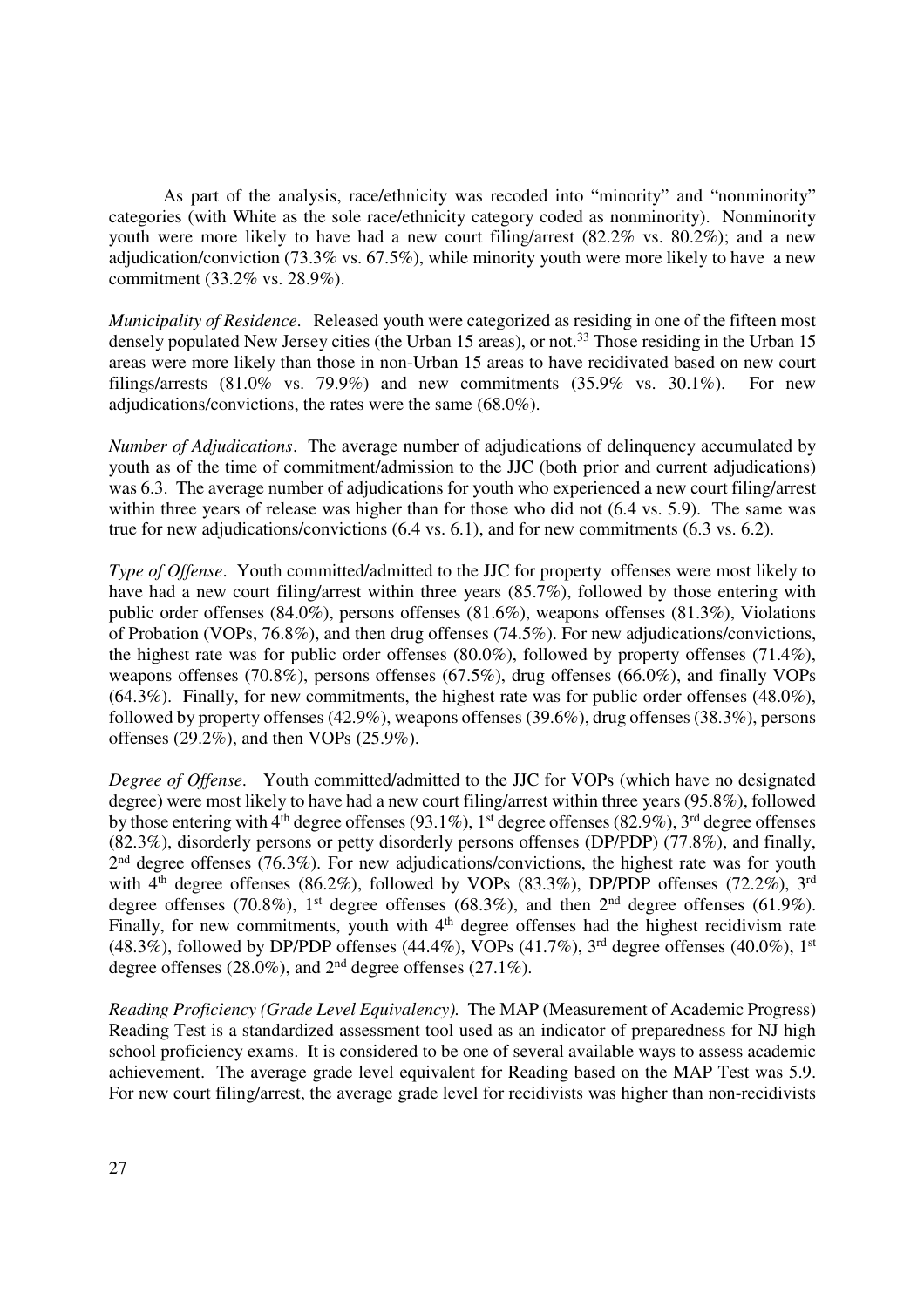As part of the analysis, race/ethnicity was recoded into "minority" and "nonminority" categories (with White as the sole race/ethnicity category coded as nonminority). Nonminority youth were more likely to have had a new court filing/arrest (82.2% vs. 80.2%); and a new adjudication/conviction (73.3% vs. 67.5%), while minority youth were more likely to have a new commitment (33.2% vs. 28.9%).

*Municipality of Residence*. Released youth were categorized as residing in one of the fifteen most densely populated New Jersey cities (the Urban 15 areas), or not.[33] Those residing in the Urban 15 areas were more likely than those in non-Urban 15 areas to have recidivated based on new court filings/arrests (81.0% vs. 79.9%) and new commitments (35.9% vs. 30.1%). For new adjudications/convictions, the rates were the same (68.0%).

*Number of Adjudications*. The average number of adjudications of delinquency accumulated by youth as of the time of commitment/admission to the JJC (both prior and current adjudications) was 6.3. The average number of adjudications for youth who experienced a new court filing/arrest within three years of release was higher than for those who did not (6.4 vs. 5.9). The same was true for new adjudications/convictions (6.4 vs. 6.1), and for new commitments (6.3 vs. 6.2).

*Type of Offense*. Youth committed/admitted to the JJC for property offenses were most likely to have had a new court filing/arrest within three years (85.7%), followed by those entering with public order offenses (84.0%), persons offenses (81.6%), weapons offenses (81.3%), Violations of Probation (VOPs, 76.8%), and then drug offenses (74.5%). For new adjudications/convictions, the highest rate was for public order offenses (80.0%), followed by property offenses (71.4%), weapons offenses (70.8%), persons offenses (67.5%), drug offenses (66.0%), and finally VOPs (64.3%). Finally, for new commitments, the highest rate was for public order offenses (48.0%), followed by property offenses (42.9%), weapons offenses (39.6%), drug offenses (38.3%), persons offenses (29.2%), and then VOPs (25.9%).

*Degree of Offense*. Youth committed/admitted to the JJC for VOPs (which have no designated degree) were most likely to have had a new court filing/arrest within three years (95.8%), followed by those entering with 4th degree offenses (93.1%), 1st degree offenses (82.9%), 3rd degree offenses (82.3%), disorderly persons or petty disorderly persons offenses (DP/PDP) (77.8%), and finally, 2nd degree offenses (76.3%). For new adjudications/convictions, the highest rate was for youth with 4th degree offenses (86.2%), followed by VOPs (83.3%), DP/PDP offenses (72.2%), 3rd degree offenses (70.8%), 1st degree offenses (68.3%), and then 2nd degree offenses (61.9%). Finally, for new commitments, youth with 4th degree offenses had the highest recidivism rate (48.3%), followed by DP/PDP offenses (44.4%), VOPs (41.7%), 3rd degree offenses (40.0%), 1st degree offenses (28.0%), and 2nd degree offenses (27.1%).

*Reading Proficiency (Grade Level Equivalency).* The MAP (Measurement of Academic Progress) Reading Test is a standardized assessment tool used as an indicator of preparedness for NJ high school proficiency exams. It is considered to be one of several available ways to assess academic achievement. The average grade level equivalent for Reading based on the MAP Test was 5.9. For new court filing/arrest, the average grade level for recidivists was higher than non-recidivists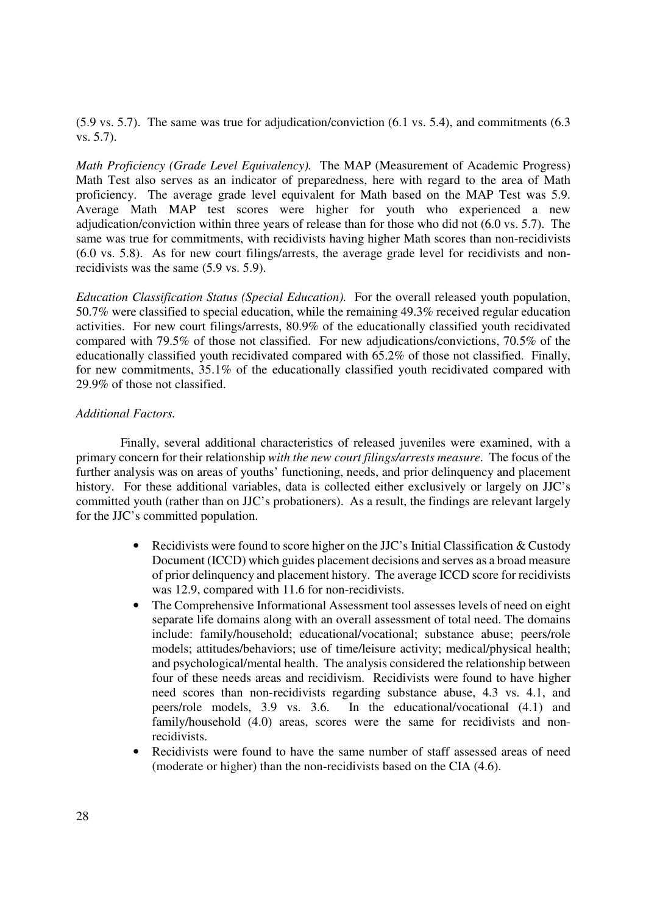(5.9 vs. 5.7). The same was true for adjudication/conviction (6.1 vs. 5.4), and commitments (6.3 vs. 5.7).

*Math Proficiency (Grade Level Equivalency).* The MAP (Measurement of Academic Progress) Math Test also serves as an indicator of preparedness, here with regard to the area of Math proficiency. The average grade level equivalent for Math based on the MAP Test was 5.9. Average Math MAP test scores were higher for youth who experienced a new adjudication/conviction within three years of release than for those who did not (6.0 vs. 5.7). The same was true for commitments, with recidivists having higher Math scores than non-recidivists (6.0 vs. 5.8). As for new court filings/arrests, the average grade level for recidivists and non-recidivists was the same (5.9 vs. 5.9).

*Education Classification Status (Special Education).* For the overall released youth population, 50.7% were classified to special education, while the remaining 49.3% received regular education activities. For new court filings/arrests, 80.9% of the educationally classified youth recidivated compared with 79.5% of those not classified. For new adjudications/convictions, 70.5% of the educationally classified youth recidivated compared with 65.2% of those not classified. Finally, for new commitments, 35.1% of the educationally classified youth recidivated compared with 29.9% of those not classified.

*Additional Factors.*

Finally, several additional characteristics of released juveniles were examined, with a primary concern for their relationship *with the new court filings/arrests measure*. The focus of the further analysis was on areas of youths' functioning, needs, and prior delinquency and placement history. For these additional variables, data is collected either exclusively or largely on JJC's committed youth (rather than on JJC's probationers). As a result, the findings are relevant largely for the JJC's committed population.

- Recidivists were found to score higher on the JJC's Initial Classification & Custody Document (ICCD) which guides placement decisions and serves as a broad measure of prior delinquency and placement history. The average ICCD score for recidivists was 12.9, compared with 11.6 for non-recidivists.
- The Comprehensive Informational Assessment tool assesses levels of need on eight separate life domains along with an overall assessment of total need. The domains include: family/household; educational/vocational; substance abuse; peers/role models; attitudes/behaviors; use of time/leisure activity; medical/physical health; and psychological/mental health. The analysis considered the relationship between four of these needs areas and recidivism. Recidivists were found to have higher need scores than non-recidivists regarding substance abuse, 4.3 vs. 4.1, and peers/role models, 3.9 vs. 3.6. In the educational/vocational (4.1) and family/household (4.0) areas, scores were the same for recidivists and non-recidivists.
- Recidivists were found to have the same number of staff assessed areas of need (moderate or higher) than the non-recidivists based on the CIA (4.6).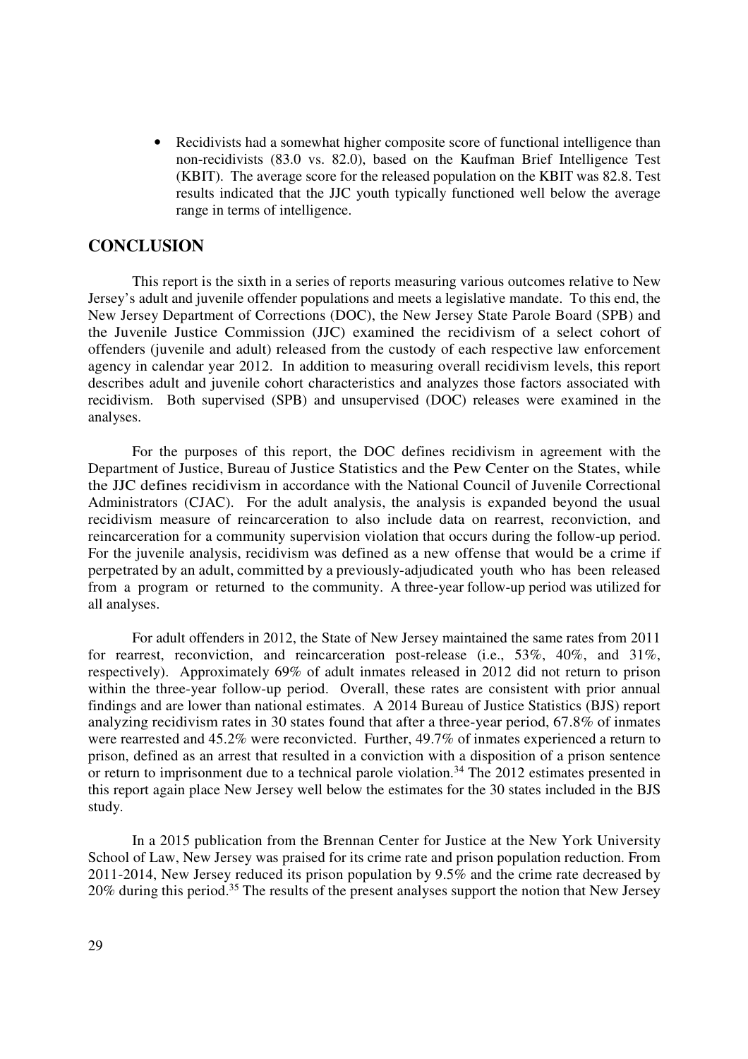- Recidivists had a somewhat higher composite score of functional intelligence than non-recidivists (83.0 vs. 82.0), based on the Kaufman Brief Intelligence Test (KBIT). The average score for the released population on the KBIT was 82.8. Test results indicated that the JJC youth typically functioned well below the average range in terms of intelligence.

## CONCLUSION

This report is the sixth in a series of reports measuring various outcomes relative to New Jersey's adult and juvenile offender populations and meets a legislative mandate. To this end, the New Jersey Department of Corrections (DOC), the New Jersey State Parole Board (SPB) and the Juvenile Justice Commission (JJC) examined the recidivism of a select cohort of offenders (juvenile and adult) released from the custody of each respective law enforcement agency in calendar year 2012. In addition to measuring overall recidivism levels, this report describes adult and juvenile cohort characteristics and analyzes those factors associated with recidivism. Both supervised (SPB) and unsupervised (DOC) releases were examined in the analyses.

For the purposes of this report, the DOC defines recidivism in agreement with the Department of Justice, Bureau of Justice Statistics and the Pew Center on the States, while the JJC defines recidivism in accordance with the National Council of Juvenile Correctional Administrators (CJAC). For the adult analysis, the analysis is expanded beyond the usual recidivism measure of reincarceration to also include data on rearrest, reconviction, and reincarceration for a community supervision violation that occurs during the follow-up period. For the juvenile analysis, recidivism was defined as a new offense that would be a crime if perpetrated by an adult, committed by a previously-adjudicated youth who has been released from a program or returned to the community. A three-year follow-up period was utilized for all analyses.

For adult offenders in 2012, the State of New Jersey maintained the same rates from 2011 for rearrest, reconviction, and reincarceration post-release (i.e., 53%, 40%, and 31%, respectively). Approximately 69% of adult inmates released in 2012 did not return to prison within the three-year follow-up period. Overall, these rates are consistent with prior annual findings and are lower than national estimates. A 2014 Bureau of Justice Statistics (BJS) report analyzing recidivism rates in 30 states found that after a three-year period, 67.8% of inmates were rearrested and 45.2% were reconvicted. Further, 49.7% of inmates experienced a return to prison, defined as an arrest that resulted in a conviction with a disposition of a prison sentence or return to imprisonment due to a technical parole violation.[34] The 2012 estimates presented in this report again place New Jersey well below the estimates for the 30 states included in the BJS study.

In a 2015 publication from the Brennan Center for Justice at the New York University School of Law, New Jersey was praised for its crime rate and prison population reduction. From 2011-2014, New Jersey reduced its prison population by 9.5% and the crime rate decreased by 20% during this period.[35] The results of the present analyses support the notion that New Jersey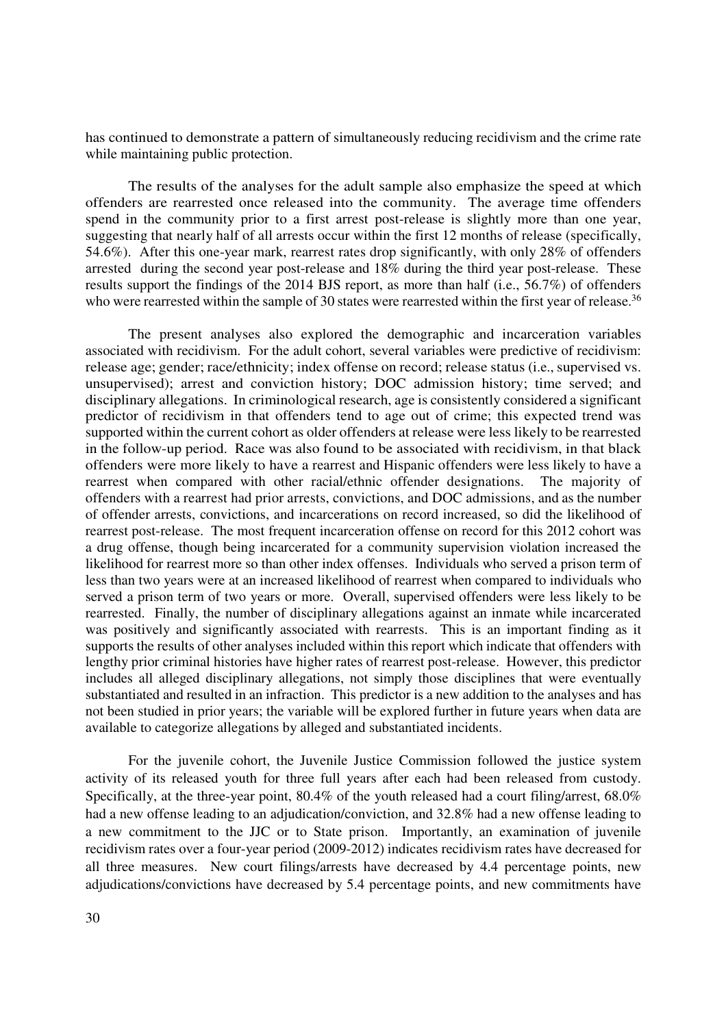has continued to demonstrate a pattern of simultaneously reducing recidivism and the crime rate while maintaining public protection.

The results of the analyses for the adult sample also emphasize the speed at which offenders are rearrested once released into the community. The average time offenders spend in the community prior to a first arrest post-release is slightly more than one year, suggesting that nearly half of all arrests occur within the first 12 months of release (specifically, 54.6%). After this one-year mark, rearrest rates drop significantly, with only 28% of offenders arrested during the second year post-release and 18% during the third year post-release. These results support the findings of the 2014 BJS report, as more than half (i.e., 56.7%) of offenders who were rearrested within the sample of 30 states were rearrested within the first year of release.[36]

The present analyses also explored the demographic and incarceration variables associated with recidivism. For the adult cohort, several variables were predictive of recidivism: release age; gender; race/ethnicity; index offense on record; release status (i.e., supervised vs. unsupervised); arrest and conviction history; DOC admission history; time served; and disciplinary allegations. In criminological research, age is consistently considered a significant predictor of recidivism in that offenders tend to age out of crime; this expected trend was supported within the current cohort as older offenders at release were less likely to be rearrested in the follow-up period. Race was also found to be associated with recidivism, in that black offenders were more likely to have a rearrest and Hispanic offenders were less likely to have a rearrest when compared with other racial/ethnic offender designations. The majority of offenders with a rearrest had prior arrests, convictions, and DOC admissions, and as the number of offender arrests, convictions, and incarcerations on record increased, so did the likelihood of rearrest post-release. The most frequent incarceration offense on record for this 2012 cohort was a drug offense, though being incarcerated for a community supervision violation increased the likelihood for rearrest more so than other index offenses. Individuals who served a prison term of less than two years were at an increased likelihood of rearrest when compared to individuals who served a prison term of two years or more. Overall, supervised offenders were less likely to be rearrested. Finally, the number of disciplinary allegations against an inmate while incarcerated was positively and significantly associated with rearrests. This is an important finding as it supports the results of other analyses included within this report which indicate that offenders with lengthy prior criminal histories have higher rates of rearrest post-release. However, this predictor includes all alleged disciplinary allegations, not simply those disciplines that were eventually substantiated and resulted in an infraction. This predictor is a new addition to the analyses and has not been studied in prior years; the variable will be explored further in future years when data are available to categorize allegations by alleged and substantiated incidents.

For the juvenile cohort, the Juvenile Justice Commission followed the justice system activity of its released youth for three full years after each had been released from custody. Specifically, at the three-year point, 80.4% of the youth released had a court filing/arrest, 68.0% had a new offense leading to an adjudication/conviction, and 32.8% had a new offense leading to a new commitment to the JJC or to State prison. Importantly, an examination of juvenile recidivism rates over a four-year period (2009-2012) indicates recidivism rates have decreased for all three measures. New court filings/arrests have decreased by 4.4 percentage points, new adjudications/convictions have decreased by 5.4 percentage points, and new commitments have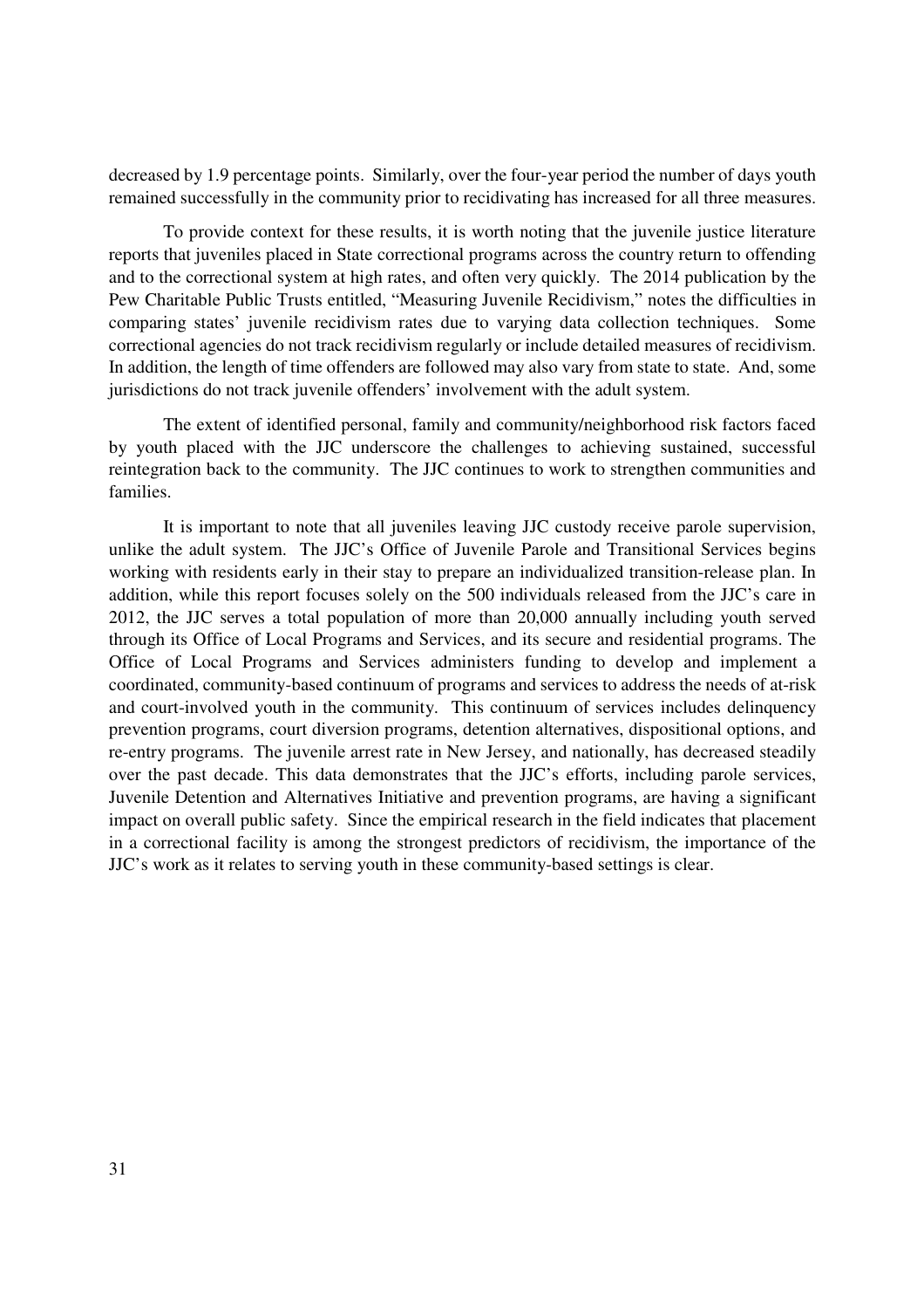decreased by 1.9 percentage points. Similarly, over the four-year period the number of days youth remained successfully in the community prior to recidivating has increased for all three measures.

To provide context for these results, it is worth noting that the juvenile justice literature reports that juveniles placed in State correctional programs across the country return to offending and to the correctional system at high rates, and often very quickly. The 2014 publication by the Pew Charitable Public Trusts entitled, "Measuring Juvenile Recidivism," notes the difficulties in comparing states' juvenile recidivism rates due to varying data collection techniques. Some correctional agencies do not track recidivism regularly or include detailed measures of recidivism. In addition, the length of time offenders are followed may also vary from state to state. And, some jurisdictions do not track juvenile offenders' involvement with the adult system.

The extent of identified personal, family and community/neighborhood risk factors faced by youth placed with the JJC underscore the challenges to achieving sustained, successful reintegration back to the community. The JJC continues to work to strengthen communities and families.

It is important to note that all juveniles leaving JJC custody receive parole supervision, unlike the adult system. The JJC's Office of Juvenile Parole and Transitional Services begins working with residents early in their stay to prepare an individualized transition-release plan. In addition, while this report focuses solely on the 500 individuals released from the JJC's care in 2012, the JJC serves a total population of more than 20,000 annually including youth served through its Office of Local Programs and Services, and its secure and residential programs. The Office of Local Programs and Services administers funding to develop and implement a coordinated, community-based continuum of programs and services to address the needs of at-risk and court-involved youth in the community. This continuum of services includes delinquency prevention programs, court diversion programs, detention alternatives, dispositional options, and re-entry programs. The juvenile arrest rate in New Jersey, and nationally, has decreased steadily over the past decade. This data demonstrates that the JJC's efforts, including parole services, Juvenile Detention and Alternatives Initiative and prevention programs, are having a significant impact on overall public safety. Since the empirical research in the field indicates that placement in a correctional facility is among the strongest predictors of recidivism, the importance of the JJC's work as it relates to serving youth in these community-based settings is clear.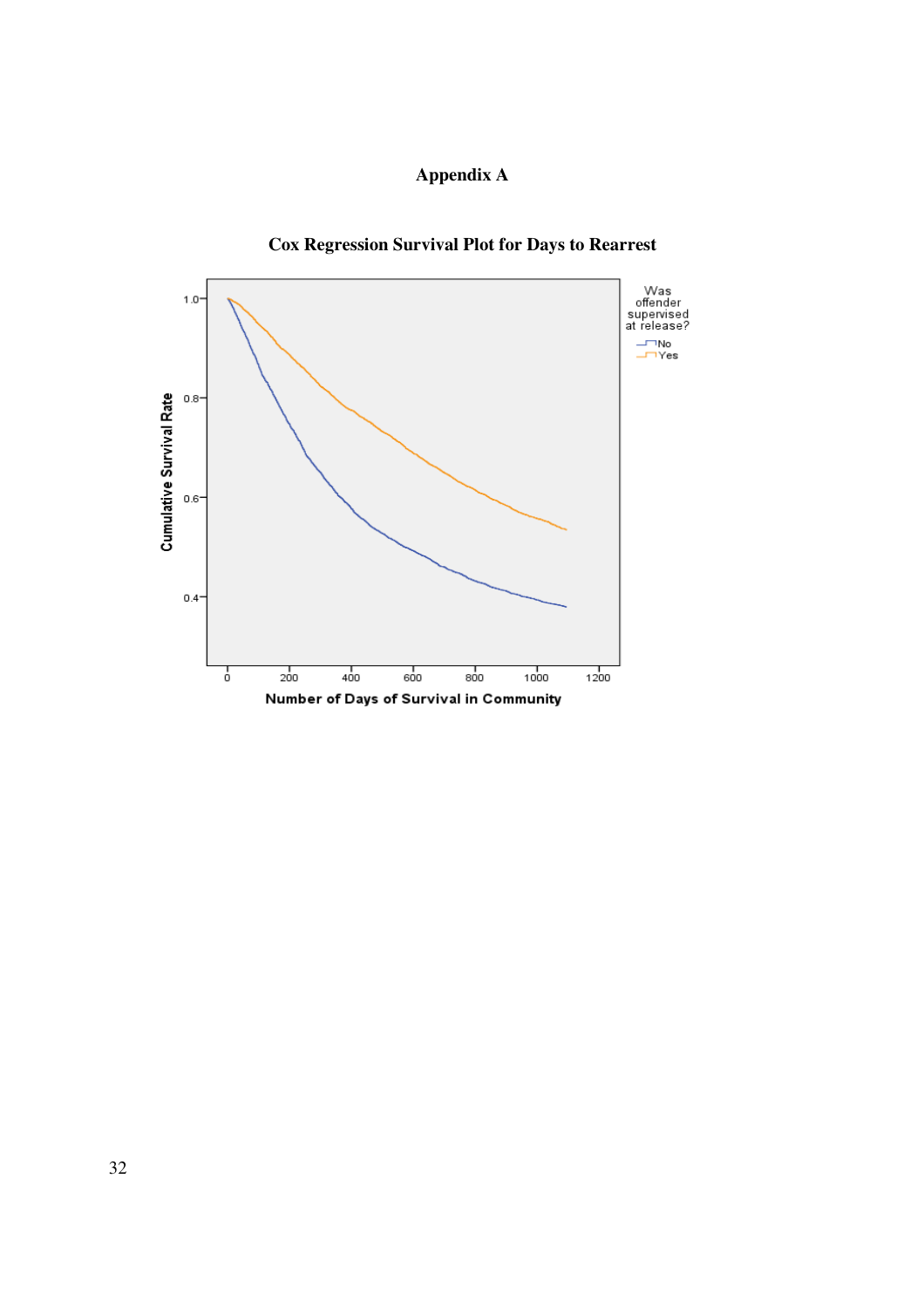# Appendix A

**Cox Regression Survival Plot for Days to Rearrest**

Cumulative Survival Rate

1.0

0.8

0.6

0.4

0

200

400

600

800

1000

1200

Number of Days of Survival in Community

Was offender supervised at release?

No

Yes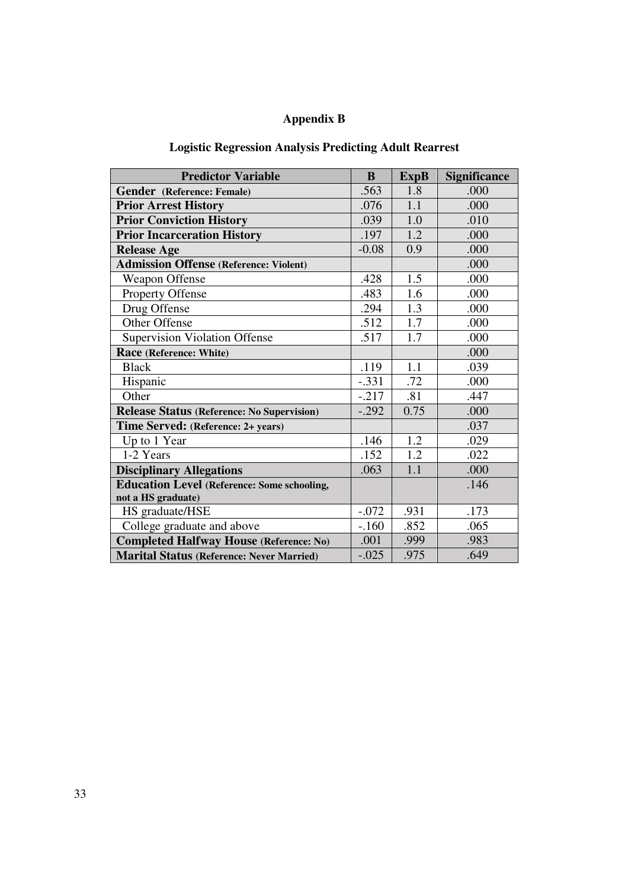# Appendix B

## Logistic Regression Analysis Predicting Adult Rearrest

| Predictor Variable | B | ExpB | Significance |
|---|---|---|---|
| **Gender** **(Reference: Female)** | .563 | 1.8 | .000 |
| **Prior Arrest History** | .076 | 1.1 | .000 |
| **Prior Conviction History** | .039 | 1.0 | .010 |
| **Prior Incarceration History** | .197 | 1.2 | .000 |
| **Release Age** | -0.08 | 0.9 | .000 |
| **Admission Offense (Reference: Violent)** | | | .000 |
| Weapon Offense | .428 | 1.5 | .000 |
| Property Offense | .483 | 1.6 | .000 |
| Drug Offense | .294 | 1.3 | .000 |
| Other Offense | .512 | 1.7 | .000 |
| Supervision Violation Offense | .517 | 1.7 | .000 |
| **Race (Reference: White)** | | | .000 |
| Black | .119 | 1.1 | .039 |
| Hispanic | -.331 | .72 | .000 |
| Other | -.217 | .81 | .447 |
| **Release Status (Reference: No Supervision)** | -.292 | 0.75 | .000 |
| **Time Served: (Reference: 2+ years)** | | | .037 |
| Up to 1 Year | .146 | 1.2 | .029 |
| 1-2 Years | .152 | 1.2 | .022 |
| **Disciplinary Allegations** | .063 | 1.1 | .000 |
| **Education Level (Reference: Some schooling, not a HS graduate)** | | | .146 |
| HS graduate/HSE | -.072 | .931 | .173 |
| College graduate and above | -.160 | .852 | .065 |
| **Completed Halfway House (Reference: No)** | .001 | .999 | .983 |
| **Marital Status (Reference: Never Married)** | -.025 | .975 | .649 |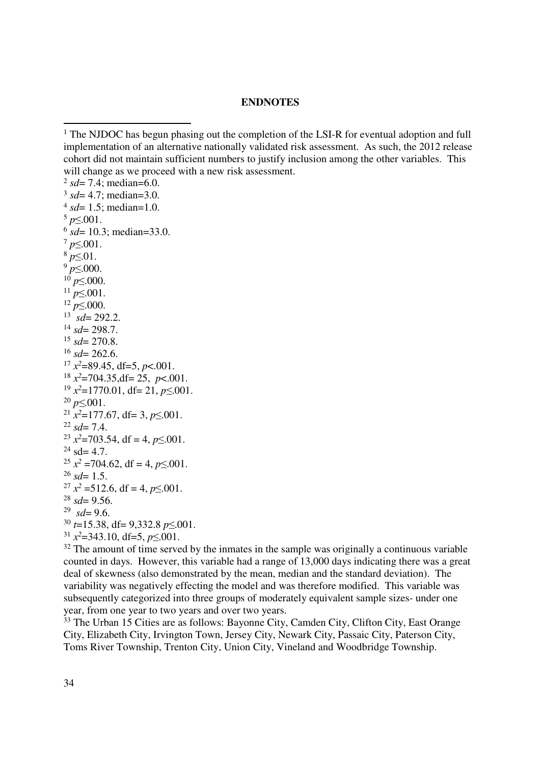## ENDNOTES

[1] The NJDOC has begun phasing out the completion of the LSI-R for eventual adoption and full implementation of an alternative nationally validated risk assessment. As such, the 2012 release cohort did not maintain sufficient numbers to justify inclusion among the other variables. This will change as we proceed with a new risk assessment.

[2] *sd*= 7.4; median=6.0.

[3] *sd*= 4.7; median=3.0.

[4] *sd*= 1.5; median=1.0.

[5] $p \leq .001$.

[6] *sd*= 10.3; median=33.0.

[7] $p \leq .001$.

[8] $p \leq .01$.

[9] $p \leq .000$.

[10] $p \leq .000$.

[11] $p \leq .001$.

[12] $p \leq .000$.

[13] *sd*= 292.2.

[14] *sd*= 298.7.

[15] *sd*= 270.8.

[16] *sd*= 262.6.

[17] $x^2$=89.45, df=5, $p < .001$.

[18] $x^2$=704.35,df= 25, $p < .001$.

[19] $x^2$=1770.01, df= 21, $p \leq .001$.

[20] $p \leq .001$.

[21] $x^2$=177.67, df= 3, $p \leq .001$.

[22] *sd*= 7.4.

[23] $x^2$=703.54, df = 4, $p \leq .001$.

[24] sd= 4.7.

[25] $x^2$ =704.62, df = 4, $p \leq .001$.

[26] *sd*= 1.5.

[27] $x^2$ =512.6, df = 4, $p \leq .001$.

[28] *sd*= 9.56.

[29] *sd*= 9.6.

[30] $t$=15.38, df= 9,332.8 $p \leq .001$.

[31] $x^2$=343.10, df=5, $p \leq .001$.

[32] The amount of time served by the inmates in the sample was originally a continuous variable counted in days. However, this variable had a range of 13,000 days indicating there was a great deal of skewness (also demonstrated by the mean, median and the standard deviation). The variability was negatively effecting the model and was therefore modified. This variable was subsequently categorized into three groups of moderately equivalent sample sizes- under one year, from one year to two years and over two years.

[33] The Urban 15 Cities are as follows: Bayonne City, Camden City, Clifton City, East Orange City, Elizabeth City, Irvington Town, Jersey City, Newark City, Passaic City, Paterson City, Toms River Township, Trenton City, Union City, Vineland and Woodbridge Township.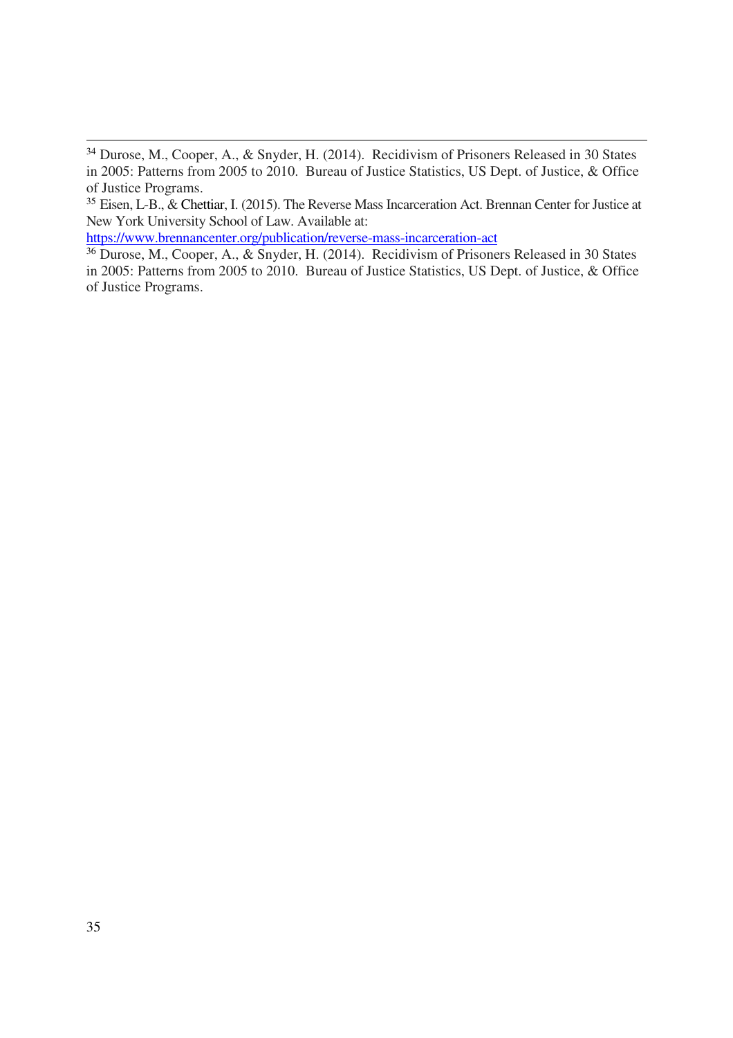[34] Durose, M., Cooper, A., & Snyder, H. (2014). Recidivism of Prisoners Released in 30 States in 2005: Patterns from 2005 to 2010. Bureau of Justice Statistics, US Dept. of Justice, & Office of Justice Programs.

[35] Eisen, L-B., & Chettiar, I. (2015). The Reverse Mass Incarceration Act. Brennan Center for Justice at New York University School of Law. Available at: https://www.brennancenter.org/publication/reverse-mass-incarceration-act

[36] Durose, M., Cooper, A., & Snyder, H. (2014). Recidivism of Prisoners Released in 30 States in 2005: Patterns from 2005 to 2010. Bureau of Justice Statistics, US Dept. of Justice, & Office of Justice Programs.